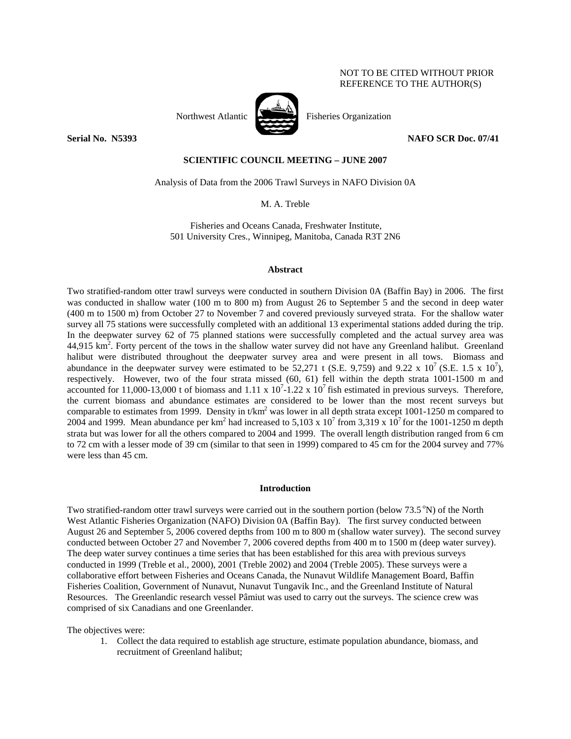NOT TO BE CITED WITHOUT PRIOR REFERENCE TO THE AUTHOR(S)

Northwest Atlantic Fisheries Organization

**Serial No. N5393** **NAFO SCR Doc. 07/41**

**SCIENTIFIC COUNCIL MEETING – JUNE 2007**

Analysis of Data from the 2006 Trawl Surveys in NAFO Division 0A

M. A. Treble

Fisheries and Oceans Canada, Freshwater Institute,
501 University Cres., Winnipeg, Manitoba, Canada R3T 2N6

## Abstract

Two stratified-random otter trawl surveys were conducted in southern Division 0A (Baffin Bay) in 2006. The first was conducted in shallow water (100 m to 800 m) from August 26 to September 5 and the second in deep water (400 m to 1500 m) from October 27 to November 7 and covered previously surveyed strata. For the shallow water survey all 75 stations were successfully completed with an additional 13 experimental stations added during the trip. In the deepwater survey 62 of 75 planned stations were successfully completed and the actual survey area was 44,915 km$^2$. Forty percent of the tows in the shallow water survey did not have any Greenland halibut. Greenland halibut were distributed throughout the deepwater survey area and were present in all tows. Biomass and abundance in the deepwater survey were estimated to be 52,271 t (S.E. 9,759) and $9.22 \times 10^7$ (S.E. $1.5 \times 10^7$), respectively. However, two of the four strata missed (60, 61) fell within the depth strata 1001-1500 m and accounted for 11,000-13,000 t of biomass and $1.11 \times 10^7$-$1.22 \times 10^7$ fish estimated in previous surveys. Therefore, the current biomass and abundance estimates are considered to be lower than the most recent surveys but comparable to estimates from 1999. Density in t/km$^2$ was lower in all depth strata except 1001-1250 m compared to 2004 and 1999. Mean abundance per km$^2$ had increased to $5{,}103 \times 10^7$ from $3{,}319 \times 10^7$ for the 1001-1250 m depth strata but was lower for all the others compared to 2004 and 1999. The overall length distribution ranged from 6 cm to 72 cm with a lesser mode of 39 cm (similar to that seen in 1999) compared to 45 cm for the 2004 survey and 77% were less than 45 cm.

## Introduction

Two stratified-random otter trawl surveys were carried out in the southern portion (below 73.5 °N) of the North West Atlantic Fisheries Organization (NAFO) Division 0A (Baffin Bay). The first survey conducted between August 26 and September 5, 2006 covered depths from 100 m to 800 m (shallow water survey). The second survey conducted between October 27 and November 7, 2006 covered depths from 400 m to 1500 m (deep water survey). The deep water survey continues a time series that has been established for this area with previous surveys conducted in 1999 (Treble et al., 2000), 2001 (Treble 2002) and 2004 (Treble 2005). These surveys were a collaborative effort between Fisheries and Oceans Canada, the Nunavut Wildlife Management Board, Baffin Fisheries Coalition, Government of Nunavut, Nunavut Tungavik Inc., and the Greenland Institute of Natural Resources. The Greenlandic research vessel Pâmiut was used to carry out the surveys. The science crew was comprised of six Canadians and one Greenlander.

The objectives were:

1. Collect the data required to establish age structure, estimate population abundance, biomass, and recruitment of Greenland halibut;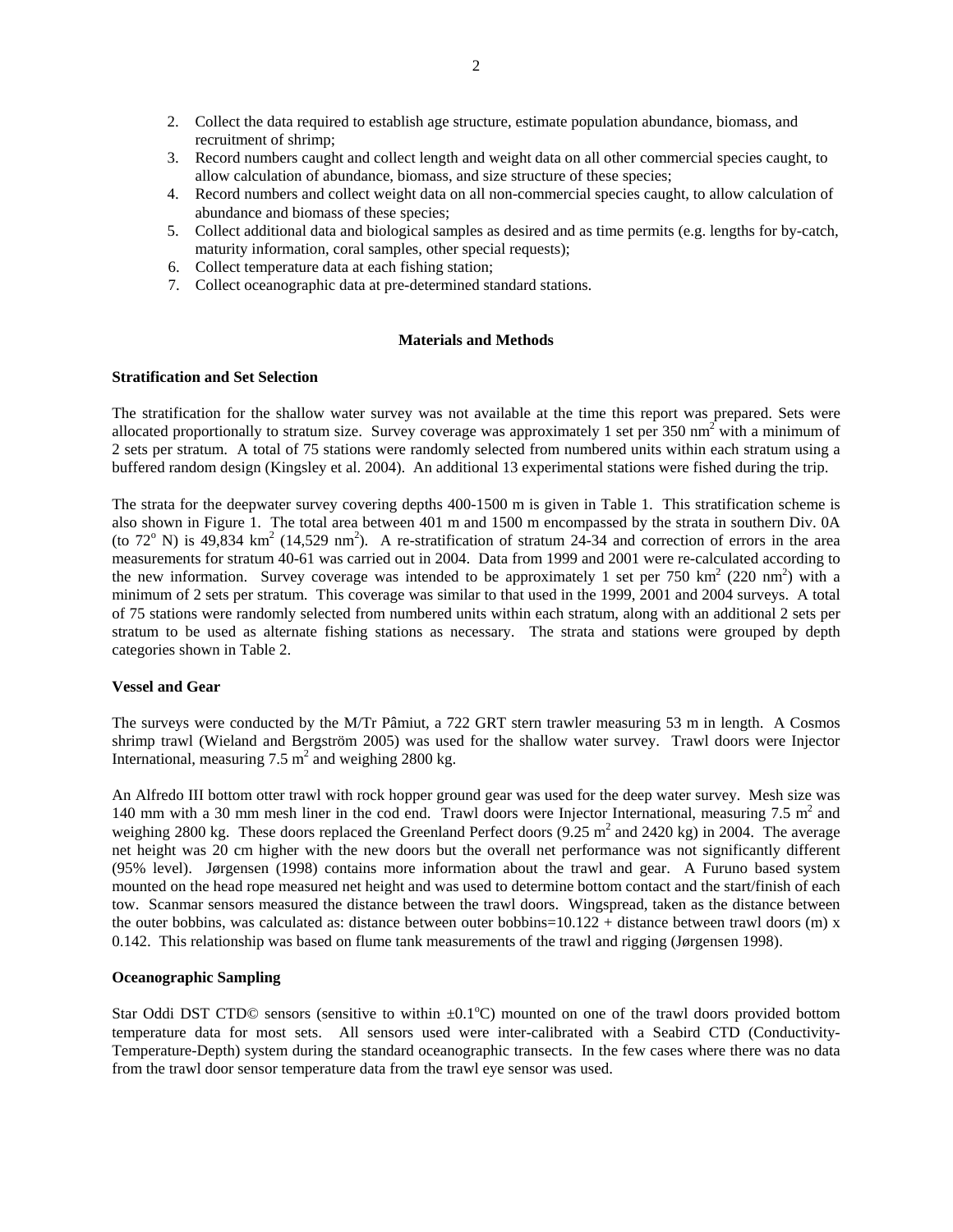2. Collect the data required to establish age structure, estimate population abundance, biomass, and recruitment of shrimp;
3. Record numbers caught and collect length and weight data on all other commercial species caught, to allow calculation of abundance, biomass, and size structure of these species;
4. Record numbers and collect weight data on all non-commercial species caught, to allow calculation of abundance and biomass of these species;
5. Collect additional data and biological samples as desired and as time permits (e.g. lengths for by-catch, maturity information, coral samples, other special requests);
6. Collect temperature data at each fishing station;
7. Collect oceanographic data at pre-determined standard stations.

## Materials and Methods

### Stratification and Set Selection

The stratification for the shallow water survey was not available at the time this report was prepared. Sets were allocated proportionally to stratum size. Survey coverage was approximately 1 set per 350 nm$^2$ with a minimum of 2 sets per stratum. A total of 75 stations were randomly selected from numbered units within each stratum using a buffered random design (Kingsley et al. 2004). An additional 13 experimental stations were fished during the trip.

The strata for the deepwater survey covering depths 400-1500 m is given in Table 1. This stratification scheme is also shown in Figure 1. The total area between 401 m and 1500 m encompassed by the strata in southern Div. 0A (to 72$^o$ N) is 49,834 km$^2$ (14,529 nm$^2$). A re-stratification of stratum 24-34 and correction of errors in the area measurements for stratum 40-61 was carried out in 2004. Data from 1999 and 2001 were re-calculated according to the new information. Survey coverage was intended to be approximately 1 set per 750 km$^2$ (220 nm$^2$) with a minimum of 2 sets per stratum. This coverage was similar to that used in the 1999, 2001 and 2004 surveys. A total of 75 stations were randomly selected from numbered units within each stratum, along with an additional 2 sets per stratum to be used as alternate fishing stations as necessary. The strata and stations were grouped by depth categories shown in Table 2.

### Vessel and Gear

The surveys were conducted by the M/Tr Pâmiut, a 722 GRT stern trawler measuring 53 m in length. A Cosmos shrimp trawl (Wieland and Bergström 2005) was used for the shallow water survey. Trawl doors were Injector International, measuring 7.5 m$^2$ and weighing 2800 kg.

An Alfredo III bottom otter trawl with rock hopper ground gear was used for the deep water survey. Mesh size was 140 mm with a 30 mm mesh liner in the cod end. Trawl doors were Injector International, measuring 7.5 m$^2$ and weighing 2800 kg. These doors replaced the Greenland Perfect doors (9.25 m$^2$ and 2420 kg) in 2004. The average net height was 20 cm higher with the new doors but the overall net performance was not significantly different (95% level). Jørgensen (1998) contains more information about the trawl and gear. A Furuno based system mounted on the head rope measured net height and was used to determine bottom contact and the start/finish of each tow. Scanmar sensors measured the distance between the trawl doors. Wingspread, taken as the distance between the outer bobbins, was calculated as: distance between outer bobbins=10.122 + distance between trawl doors (m) x 0.142. This relationship was based on flume tank measurements of the trawl and rigging (Jørgensen 1998).

### Oceanographic Sampling

Star Oddi DST CTD© sensors (sensitive to within ±0.1$^o$C) mounted on one of the trawl doors provided bottom temperature data for most sets. All sensors used were inter-calibrated with a Seabird CTD (Conductivity-Temperature-Depth) system during the standard oceanographic transects. In the few cases where there was no data from the trawl door sensor temperature data from the trawl eye sensor was used.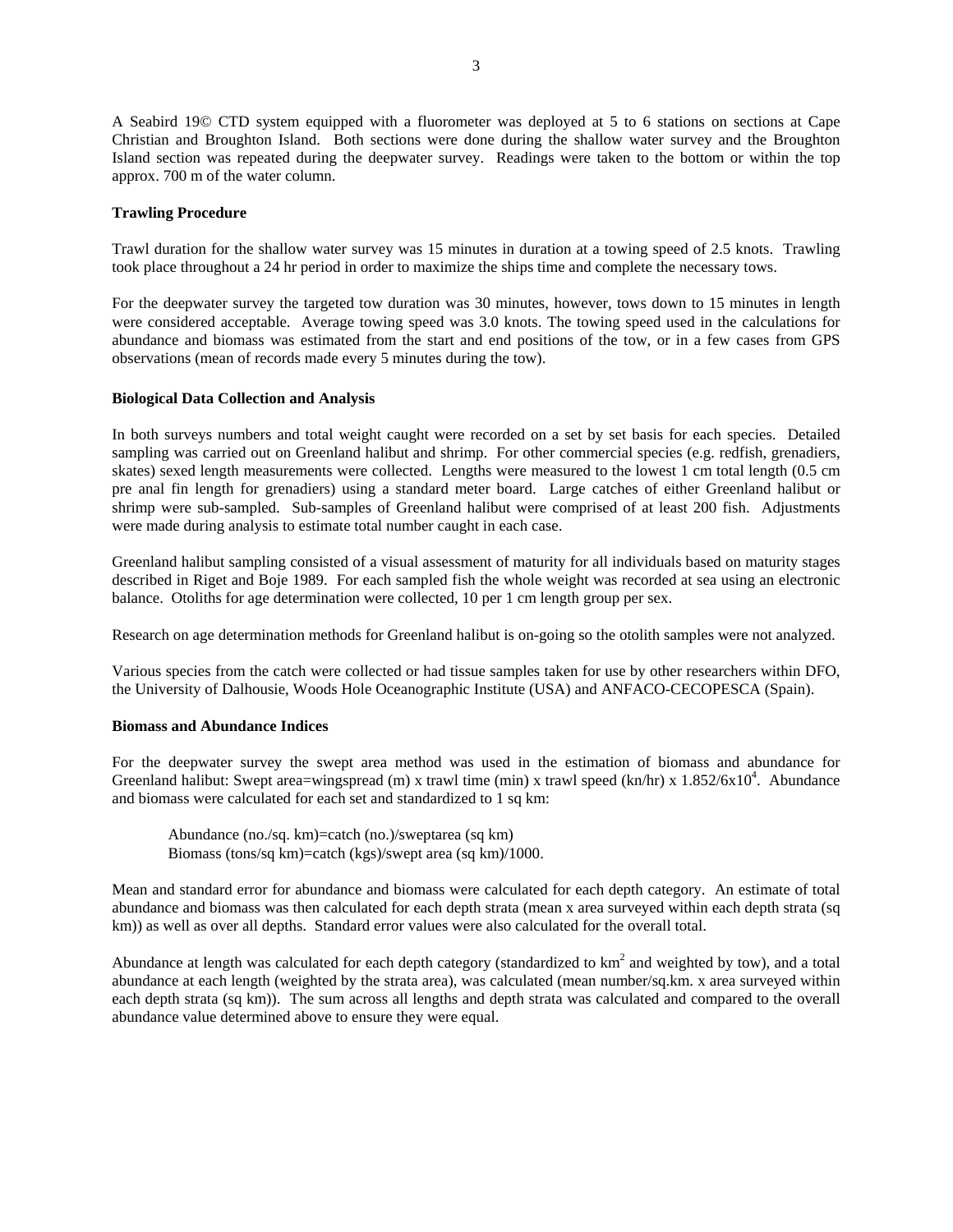A Seabird 19© CTD system equipped with a fluorometer was deployed at 5 to 6 stations on sections at Cape Christian and Broughton Island. Both sections were done during the shallow water survey and the Broughton Island section was repeated during the deepwater survey. Readings were taken to the bottom or within the top approx. 700 m of the water column.

**Trawling Procedure**

Trawl duration for the shallow water survey was 15 minutes in duration at a towing speed of 2.5 knots. Trawling took place throughout a 24 hr period in order to maximize the ships time and complete the necessary tows.

For the deepwater survey the targeted tow duration was 30 minutes, however, tows down to 15 minutes in length were considered acceptable. Average towing speed was 3.0 knots. The towing speed used in the calculations for abundance and biomass was estimated from the start and end positions of the tow, or in a few cases from GPS observations (mean of records made every 5 minutes during the tow).

**Biological Data Collection and Analysis**

In both surveys numbers and total weight caught were recorded on a set by set basis for each species. Detailed sampling was carried out on Greenland halibut and shrimp. For other commercial species (e.g. redfish, grenadiers, skates) sexed length measurements were collected. Lengths were measured to the lowest 1 cm total length (0.5 cm pre anal fin length for grenadiers) using a standard meter board. Large catches of either Greenland halibut or shrimp were sub-sampled. Sub-samples of Greenland halibut were comprised of at least 200 fish. Adjustments were made during analysis to estimate total number caught in each case.

Greenland halibut sampling consisted of a visual assessment of maturity for all individuals based on maturity stages described in Riget and Boje 1989. For each sampled fish the whole weight was recorded at sea using an electronic balance. Otoliths for age determination were collected, 10 per 1 cm length group per sex.

Research on age determination methods for Greenland halibut is on-going so the otolith samples were not analyzed.

Various species from the catch were collected or had tissue samples taken for use by other researchers within DFO, the University of Dalhousie, Woods Hole Oceanographic Institute (USA) and ANFACO-CECOPESCA (Spain).

**Biomass and Abundance Indices**

For the deepwater survey the swept area method was used in the estimation of biomass and abundance for Greenland halibut: Swept area=wingspread (m) x trawl time (min) x trawl speed (kn/hr) x $1.852/6\text{x}10^4$. Abundance and biomass were calculated for each set and standardized to 1 sq km:

> Abundance (no./sq. km)=catch (no.)/sweptarea (sq km)
> Biomass (tons/sq km)=catch (kgs)/swept area (sq km)/1000.

Mean and standard error for abundance and biomass were calculated for each depth category. An estimate of total abundance and biomass was then calculated for each depth strata (mean x area surveyed within each depth strata (sq km)) as well as over all depths. Standard error values were also calculated for the overall total.

Abundance at length was calculated for each depth category (standardized to $\text{km}^2$ and weighted by tow), and a total abundance at each length (weighted by the strata area), was calculated (mean number/sq.km. x area surveyed within each depth strata (sq km)). The sum across all lengths and depth strata was calculated and compared to the overall abundance value determined above to ensure they were equal.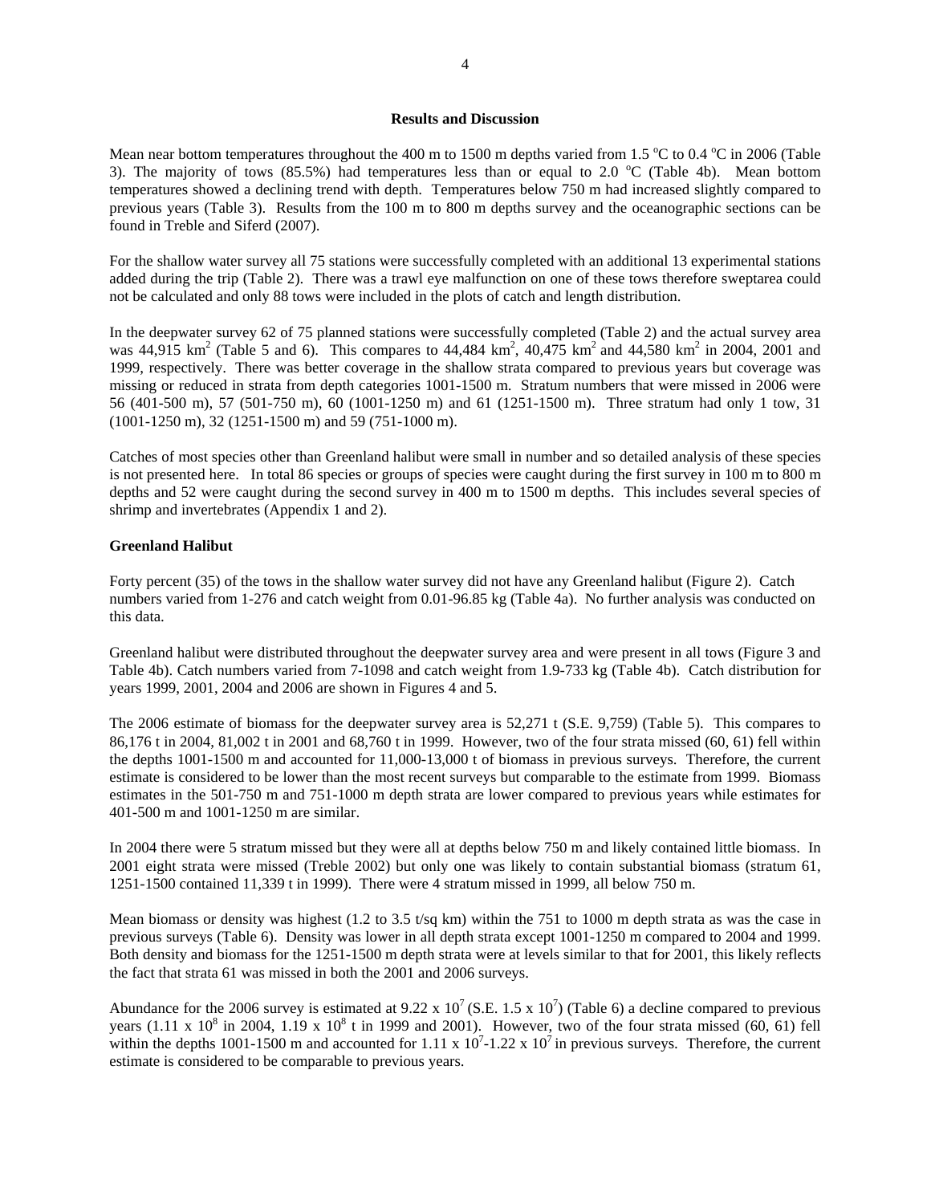## Results and Discussion

Mean near bottom temperatures throughout the 400 m to 1500 m depths varied from 1.5 $^{o}$C to 0.4 $^{o}$C in 2006 (Table 3). The majority of tows (85.5%) had temperatures less than or equal to 2.0 $^{o}$C (Table 4b). Mean bottom temperatures showed a declining trend with depth. Temperatures below 750 m had increased slightly compared to previous years (Table 3). Results from the 100 m to 800 m depths survey and the oceanographic sections can be found in Treble and Siferd (2007).

For the shallow water survey all 75 stations were successfully completed with an additional 13 experimental stations added during the trip (Table 2). There was a trawl eye malfunction on one of these tows therefore sweptarea could not be calculated and only 88 tows were included in the plots of catch and length distribution.

In the deepwater survey 62 of 75 planned stations were successfully completed (Table 2) and the actual survey area was 44,915 km$^2$ (Table 5 and 6). This compares to 44,484 km$^2$, 40,475 km$^2$ and 44,580 km$^2$ in 2004, 2001 and 1999, respectively. There was better coverage in the shallow strata compared to previous years but coverage was missing or reduced in strata from depth categories 1001-1500 m. Stratum numbers that were missed in 2006 were 56 (401-500 m), 57 (501-750 m), 60 (1001-1250 m) and 61 (1251-1500 m). Three stratum had only 1 tow, 31 (1001-1250 m), 32 (1251-1500 m) and 59 (751-1000 m).

Catches of most species other than Greenland halibut were small in number and so detailed analysis of these species is not presented here. In total 86 species or groups of species were caught during the first survey in 100 m to 800 m depths and 52 were caught during the second survey in 400 m to 1500 m depths. This includes several species of shrimp and invertebrates (Appendix 1 and 2).

### Greenland Halibut

Forty percent (35) of the tows in the shallow water survey did not have any Greenland halibut (Figure 2). Catch numbers varied from 1-276 and catch weight from 0.01-96.85 kg (Table 4a). No further analysis was conducted on this data.

Greenland halibut were distributed throughout the deepwater survey area and were present in all tows (Figure 3 and Table 4b). Catch numbers varied from 7-1098 and catch weight from 1.9-733 kg (Table 4b). Catch distribution for years 1999, 2001, 2004 and 2006 are shown in Figures 4 and 5.

The 2006 estimate of biomass for the deepwater survey area is 52,271 t (S.E. 9,759) (Table 5). This compares to 86,176 t in 2004, 81,002 t in 2001 and 68,760 t in 1999. However, two of the four strata missed (60, 61) fell within the depths 1001-1500 m and accounted for 11,000-13,000 t of biomass in previous surveys. Therefore, the current estimate is considered to be lower than the most recent surveys but comparable to the estimate from 1999. Biomass estimates in the 501-750 m and 751-1000 m depth strata are lower compared to previous years while estimates for 401-500 m and 1001-1250 m are similar.

In 2004 there were 5 stratum missed but they were all at depths below 750 m and likely contained little biomass. In 2001 eight strata were missed (Treble 2002) but only one was likely to contain substantial biomass (stratum 61, 1251-1500 contained 11,339 t in 1999). There were 4 stratum missed in 1999, all below 750 m.

Mean biomass or density was highest (1.2 to 3.5 t/sq km) within the 751 to 1000 m depth strata as was the case in previous surveys (Table 6). Density was lower in all depth strata except 1001-1250 m compared to 2004 and 1999. Both density and biomass for the 1251-1500 m depth strata were at levels similar to that for 2001, this likely reflects the fact that strata 61 was missed in both the 2001 and 2006 surveys.

Abundance for the 2006 survey is estimated at 9.22 x $10^7$ (S.E. 1.5 x $10^7$) (Table 6) a decline compared to previous years (1.11 x $10^8$ in 2004, 1.19 x $10^8$ t in 1999 and 2001). However, two of the four strata missed (60, 61) fell within the depths 1001-1500 m and accounted for 1.11 x $10^7$-1.22 x $10^7$ in previous surveys. Therefore, the current estimate is considered to be comparable to previous years.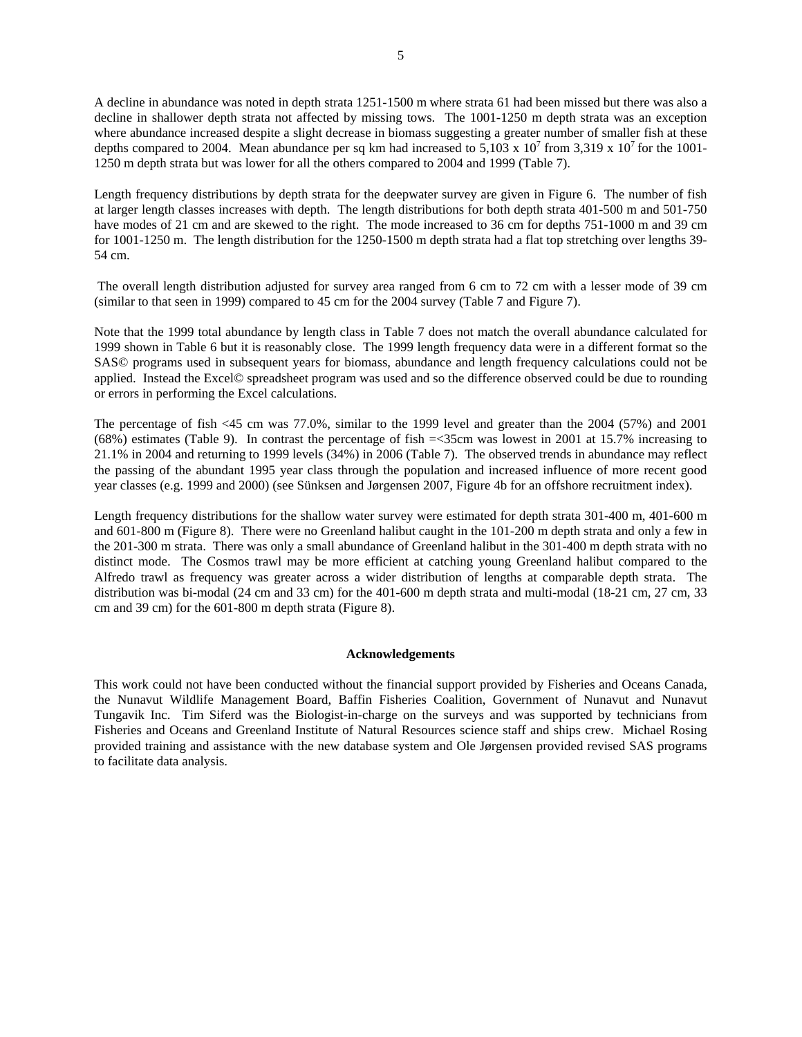A decline in abundance was noted in depth strata 1251-1500 m where strata 61 had been missed but there was also a decline in shallower depth strata not affected by missing tows. The 1001-1250 m depth strata was an exception where abundance increased despite a slight decrease in biomass suggesting a greater number of smaller fish at these depths compared to 2004. Mean abundance per sq km had increased to 5,103 x $10^7$ from 3,319 x $10^7$ for the 1001-1250 m depth strata but was lower for all the others compared to 2004 and 1999 (Table 7).

Length frequency distributions by depth strata for the deepwater survey are given in Figure 6. The number of fish at larger length classes increases with depth. The length distributions for both depth strata 401-500 m and 501-750 have modes of 21 cm and are skewed to the right. The mode increased to 36 cm for depths 751-1000 m and 39 cm for 1001-1250 m. The length distribution for the 1250-1500 m depth strata had a flat top stretching over lengths 39-54 cm.

The overall length distribution adjusted for survey area ranged from 6 cm to 72 cm with a lesser mode of 39 cm (similar to that seen in 1999) compared to 45 cm for the 2004 survey (Table 7 and Figure 7).

Note that the 1999 total abundance by length class in Table 7 does not match the overall abundance calculated for 1999 shown in Table 6 but it is reasonably close. The 1999 length frequency data were in a different format so the SAS© programs used in subsequent years for biomass, abundance and length frequency calculations could not be applied. Instead the Excel© spreadsheet program was used and so the difference observed could be due to rounding or errors in performing the Excel calculations.

The percentage of fish <45 cm was 77.0%, similar to the 1999 level and greater than the 2004 (57%) and 2001 (68%) estimates (Table 9). In contrast the percentage of fish =<35cm was lowest in 2001 at 15.7% increasing to 21.1% in 2004 and returning to 1999 levels (34%) in 2006 (Table 7). The observed trends in abundance may reflect the passing of the abundant 1995 year class through the population and increased influence of more recent good year classes (e.g. 1999 and 2000) (see Sünksen and Jørgensen 2007, Figure 4b for an offshore recruitment index).

Length frequency distributions for the shallow water survey were estimated for depth strata 301-400 m, 401-600 m and 601-800 m (Figure 8). There were no Greenland halibut caught in the 101-200 m depth strata and only a few in the 201-300 m strata. There was only a small abundance of Greenland halibut in the 301-400 m depth strata with no distinct mode. The Cosmos trawl may be more efficient at catching young Greenland halibut compared to the Alfredo trawl as frequency was greater across a wider distribution of lengths at comparable depth strata. The distribution was bi-modal (24 cm and 33 cm) for the 401-600 m depth strata and multi-modal (18-21 cm, 27 cm, 33 cm and 39 cm) for the 601-800 m depth strata (Figure 8).

## Acknowledgements

This work could not have been conducted without the financial support provided by Fisheries and Oceans Canada, the Nunavut Wildlife Management Board, Baffin Fisheries Coalition, Government of Nunavut and Nunavut Tungavik Inc. Tim Siferd was the Biologist-in-charge on the surveys and was supported by technicians from Fisheries and Oceans and Greenland Institute of Natural Resources science staff and ships crew. Michael Rosing provided training and assistance with the new database system and Ole Jørgensen provided revised SAS programs to facilitate data analysis.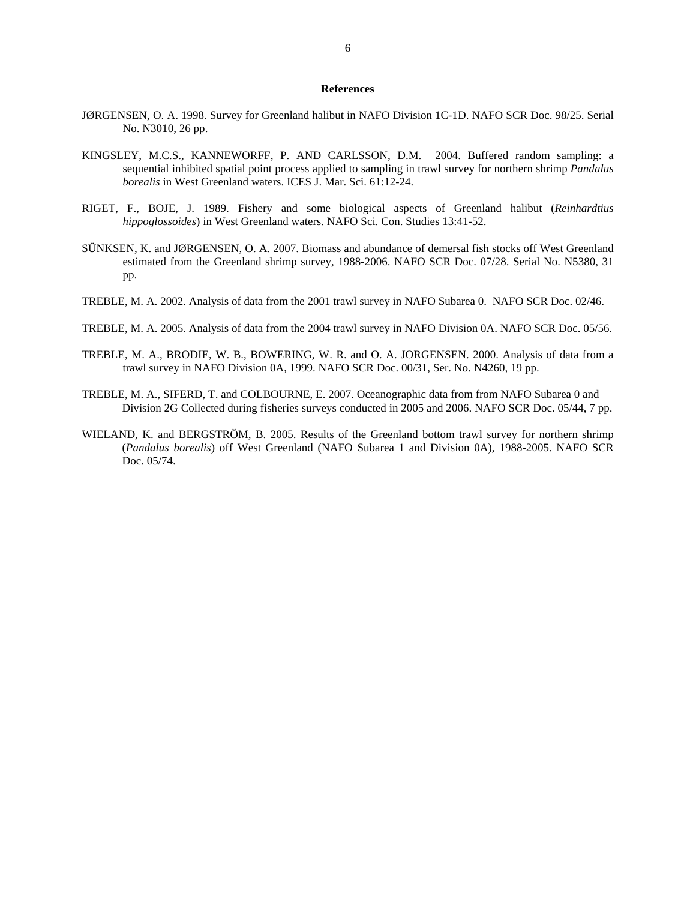## References

JØRGENSEN, O. A. 1998. Survey for Greenland halibut in NAFO Division 1C-1D. NAFO SCR Doc. 98/25. Serial No. N3010, 26 pp.

KINGSLEY, M.C.S., KANNEWORFF, P. AND CARLSSON, D.M. 2004. Buffered random sampling: a sequential inhibited spatial point process applied to sampling in trawl survey for northern shrimp *Pandalus borealis* in West Greenland waters. ICES J. Mar. Sci. 61:12-24.

RIGET, F., BOJE, J. 1989. Fishery and some biological aspects of Greenland halibut (*Reinhardtius hippoglossoides*) in West Greenland waters. NAFO Sci. Con. Studies 13:41-52.

SÜNKSEN, K. and JØRGENSEN, O. A. 2007. Biomass and abundance of demersal fish stocks off West Greenland estimated from the Greenland shrimp survey, 1988-2006. NAFO SCR Doc. 07/28. Serial No. N5380, 31 pp.

TREBLE, M. A. 2002. Analysis of data from the 2001 trawl survey in NAFO Subarea 0. NAFO SCR Doc. 02/46.

TREBLE, M. A. 2005. Analysis of data from the 2004 trawl survey in NAFO Division 0A. NAFO SCR Doc. 05/56.

TREBLE, M. A., BRODIE, W. B., BOWERING, W. R. and O. A. JORGENSEN. 2000. Analysis of data from a trawl survey in NAFO Division 0A, 1999. NAFO SCR Doc. 00/31, Ser. No. N4260, 19 pp.

TREBLE, M. A., SIFERD, T. and COLBOURNE, E. 2007. Oceanographic data from from NAFO Subarea 0 and Division 2G Collected during fisheries surveys conducted in 2005 and 2006. NAFO SCR Doc. 05/44, 7 pp.

WIELAND, K. and BERGSTRÖM, B. 2005. Results of the Greenland bottom trawl survey for northern shrimp (*Pandalus borealis*) off West Greenland (NAFO Subarea 1 and Division 0A), 1988-2005. NAFO SCR Doc. 05/74.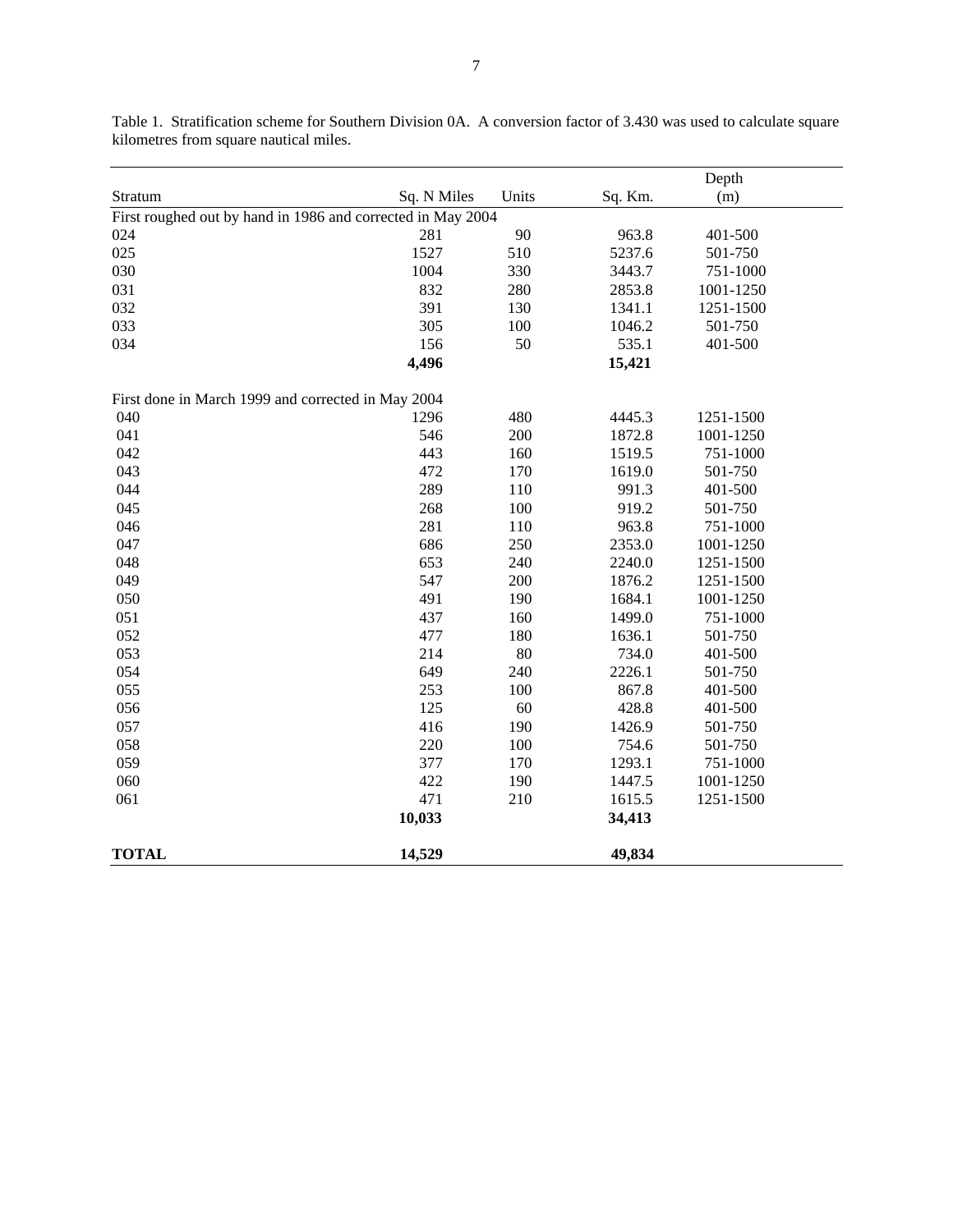Table 1. Stratification scheme for Southern Division 0A. A conversion factor of 3.430 was used to calculate square kilometres from square nautical miles.

| Stratum | Sq. N Miles | Units | Sq. Km. | Depth (m) |
|---|---|---|---|---|
| First roughed out by hand in 1986 and corrected in May 2004 | | | | |
| 024 | 281 | 90 | 963.8 | 401-500 |
| 025 | 1527 | 510 | 5237.6 | 501-750 |
| 030 | 1004 | 330 | 3443.7 | 751-1000 |
| 031 | 832 | 280 | 2853.8 | 1001-1250 |
| 032 | 391 | 130 | 1341.1 | 1251-1500 |
| 033 | 305 | 100 | 1046.2 | 501-750 |
| 034 | 156 | 50 | 535.1 | 401-500 |
| | **4,496** | | **15,421** | |
| First done in March 1999 and corrected in May 2004 | | | | |
| 040 | 1296 | 480 | 4445.3 | 1251-1500 |
| 041 | 546 | 200 | 1872.8 | 1001-1250 |
| 042 | 443 | 160 | 1519.5 | 751-1000 |
| 043 | 472 | 170 | 1619.0 | 501-750 |
| 044 | 289 | 110 | 991.3 | 401-500 |
| 045 | 268 | 100 | 919.2 | 501-750 |
| 046 | 281 | 110 | 963.8 | 751-1000 |
| 047 | 686 | 250 | 2353.0 | 1001-1250 |
| 048 | 653 | 240 | 2240.0 | 1251-1500 |
| 049 | 547 | 200 | 1876.2 | 1251-1500 |
| 050 | 491 | 190 | 1684.1 | 1001-1250 |
| 051 | 437 | 160 | 1499.0 | 751-1000 |
| 052 | 477 | 180 | 1636.1 | 501-750 |
| 053 | 214 | 80 | 734.0 | 401-500 |
| 054 | 649 | 240 | 2226.1 | 501-750 |
| 055 | 253 | 100 | 867.8 | 401-500 |
| 056 | 125 | 60 | 428.8 | 401-500 |
| 057 | 416 | 190 | 1426.9 | 501-750 |
| 058 | 220 | 100 | 754.6 | 501-750 |
| 059 | 377 | 170 | 1293.1 | 751-1000 |
| 060 | 422 | 190 | 1447.5 | 1001-1250 |
| 061 | 471 | 210 | 1615.5 | 1251-1500 |
| | **10,033** | | **34,413** | |
| **TOTAL** | **14,529** | | **49,834** | |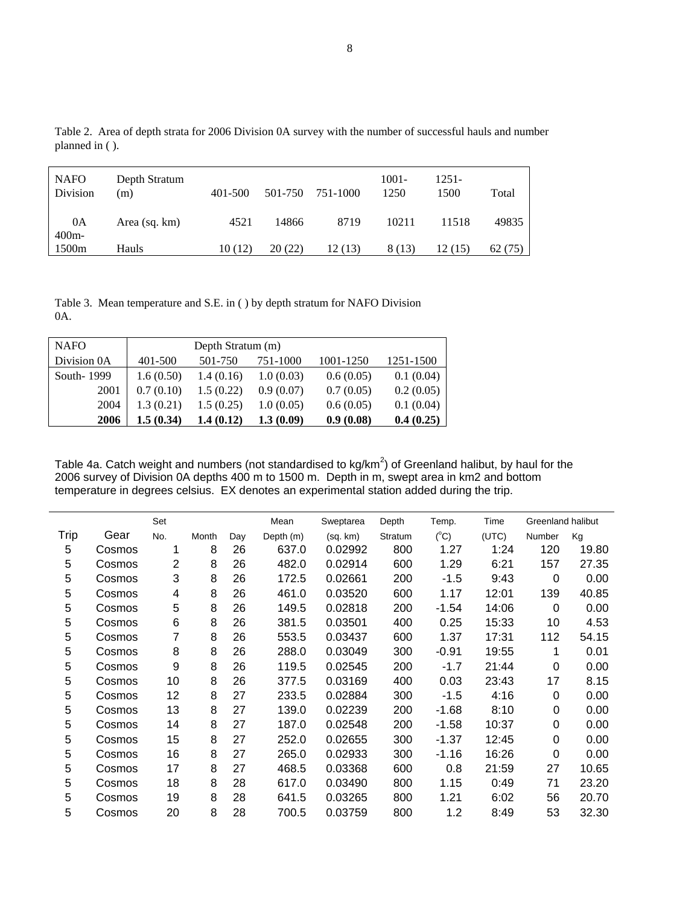Table 2. Area of depth strata for 2006 Division 0A survey with the number of successful hauls and number planned in ( ).

| NAFO Division | Depth Stratum (m) | 401-500 | 501-750 | 751-1000 | 1001-1250 | 1251-1500 | Total |
|---|---|---|---|---|---|---|---|
| 0A | Area (sq. km) | 4521 | 14866 | 8719 | 10211 | 11518 | 49835 |
| 400m-1500m | Hauls | 10 (12) | 20 (22) | 12 (13) | 8 (13) | 12 (15) | 62 (75) |

Table 3. Mean temperature and S.E. in ( ) by depth stratum for NAFO Division 0A.

| NAFO | Depth Stratum (m) | | | | |
|---|---|---|---|---|---|
| Division 0A | 401-500 | 501-750 | 751-1000 | 1001-1250 | 1251-1500 |
| South- 1999 | 1.6 (0.50) | 1.4 (0.16) | 1.0 (0.03) | 0.6 (0.05) | 0.1 (0.04) |
| 2001 | 0.7 (0.10) | 1.5 (0.22) | 0.9 (0.07) | 0.7 (0.05) | 0.2 (0.05) |
| 2004 | 1.3 (0.21) | 1.5 (0.25) | 1.0 (0.05) | 0.6 (0.05) | 0.1 (0.04) |
| **2006** | **1.5 (0.34)** | **1.4 (0.12)** | **1.3 (0.09)** | **0.9 (0.08)** | **0.4 (0.25)** |

Table 4a. Catch weight and numbers (not standardised to kg/km$^2$) of Greenland halibut, by haul for the 2006 survey of Division 0A depths 400 m to 1500 m. Depth in m, swept area in km2 and bottom temperature in degrees celsius. EX denotes an experimental station added during the trip.

| Trip | Gear | Set No. | Month | Day | Mean Depth (m) | Sweptarea (sq. km) | Depth Stratum | Temp. (°C) | Time (UTC) | Greenland halibut Number | Greenland halibut Kg |
|---|---|---|---|---|---|---|---|---|---|---|---|
| 5 | Cosmos | 1 | 8 | 26 | 637.0 | 0.02992 | 800 | 1.27 | 1:24 | 120 | 19.80 |
| 5 | Cosmos | 2 | 8 | 26 | 482.0 | 0.02914 | 600 | 1.29 | 6:21 | 157 | 27.35 |
| 5 | Cosmos | 3 | 8 | 26 | 172.5 | 0.02661 | 200 | -1.5 | 9:43 | 0 | 0.00 |
| 5 | Cosmos | 4 | 8 | 26 | 461.0 | 0.03520 | 600 | 1.17 | 12:01 | 139 | 40.85 |
| 5 | Cosmos | 5 | 8 | 26 | 149.5 | 0.02818 | 200 | -1.54 | 14:06 | 0 | 0.00 |
| 5 | Cosmos | 6 | 8 | 26 | 381.5 | 0.03501 | 400 | 0.25 | 15:33 | 10 | 4.53 |
| 5 | Cosmos | 7 | 8 | 26 | 553.5 | 0.03437 | 600 | 1.37 | 17:31 | 112 | 54.15 |
| 5 | Cosmos | 8 | 8 | 26 | 288.0 | 0.03049 | 300 | -0.91 | 19:55 | 1 | 0.01 |
| 5 | Cosmos | 9 | 8 | 26 | 119.5 | 0.02545 | 200 | -1.7 | 21:44 | 0 | 0.00 |
| 5 | Cosmos | 10 | 8 | 26 | 377.5 | 0.03169 | 400 | 0.03 | 23:43 | 17 | 8.15 |
| 5 | Cosmos | 12 | 8 | 27 | 233.5 | 0.02884 | 300 | -1.5 | 4:16 | 0 | 0.00 |
| 5 | Cosmos | 13 | 8 | 27 | 139.0 | 0.02239 | 200 | -1.68 | 8:10 | 0 | 0.00 |
| 5 | Cosmos | 14 | 8 | 27 | 187.0 | 0.02548 | 200 | -1.58 | 10:37 | 0 | 0.00 |
| 5 | Cosmos | 15 | 8 | 27 | 252.0 | 0.02655 | 300 | -1.37 | 12:45 | 0 | 0.00 |
| 5 | Cosmos | 16 | 8 | 27 | 265.0 | 0.02933 | 300 | -1.16 | 16:26 | 0 | 0.00 |
| 5 | Cosmos | 17 | 8 | 27 | 468.5 | 0.03368 | 600 | 0.8 | 21:59 | 27 | 10.65 |
| 5 | Cosmos | 18 | 8 | 28 | 617.0 | 0.03490 | 800 | 1.15 | 0:49 | 71 | 23.20 |
| 5 | Cosmos | 19 | 8 | 28 | 641.5 | 0.03265 | 800 | 1.21 | 6:02 | 56 | 20.70 |
| 5 | Cosmos | 20 | 8 | 28 | 700.5 | 0.03759 | 800 | 1.2 | 8:49 | 53 | 32.30 |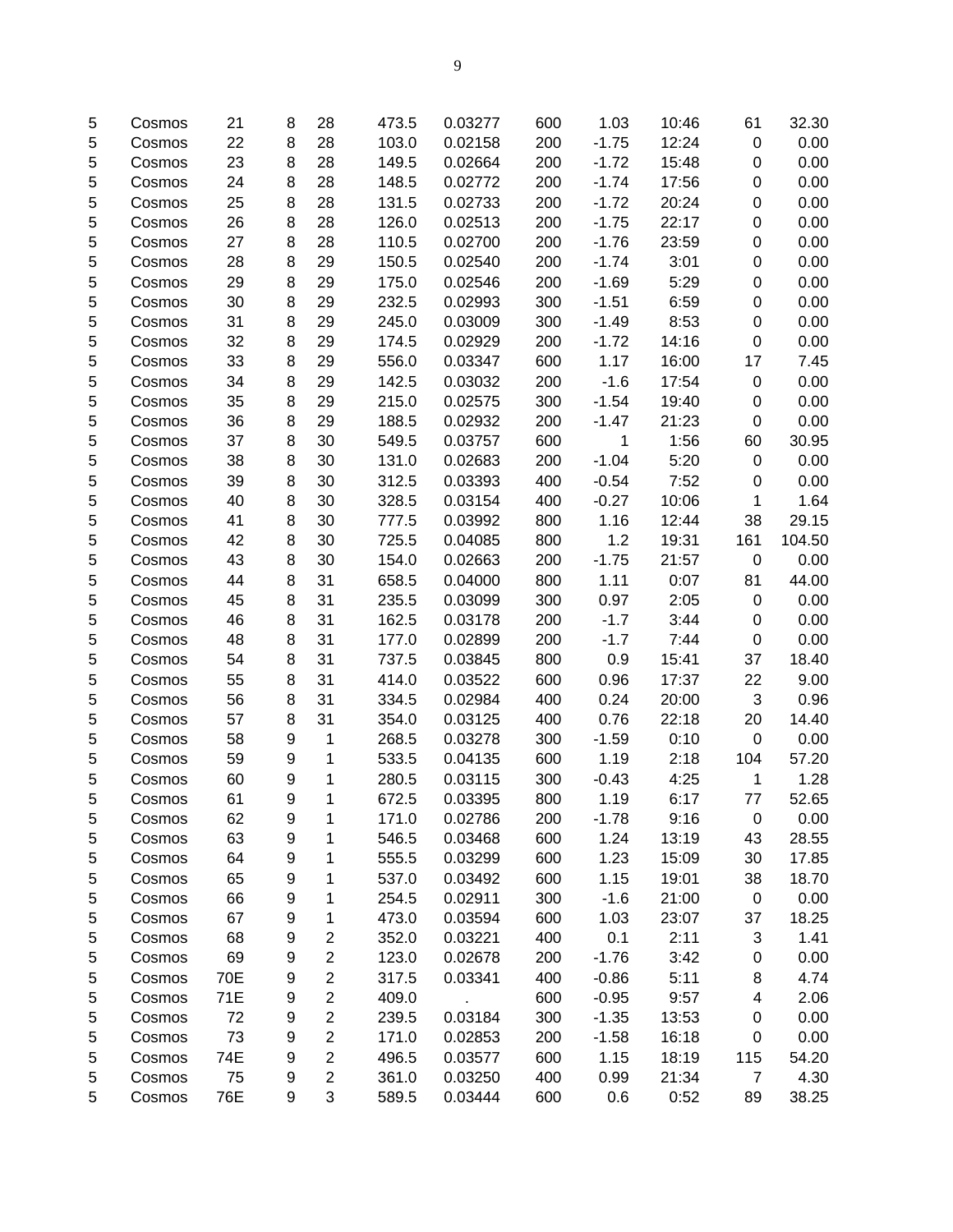| | | | | | | | | | | | |
|---|---|---|---|---|---|---|---|---|---|---|---|
| 5 | Cosmos | 21 | 8 | 28 | 473.5 | 0.03277 | 600 | 1.03 | 10:46 | 61 | 32.30 |
| 5 | Cosmos | 22 | 8 | 28 | 103.0 | 0.02158 | 200 | -1.75 | 12:24 | 0 | 0.00 |
| 5 | Cosmos | 23 | 8 | 28 | 149.5 | 0.02664 | 200 | -1.72 | 15:48 | 0 | 0.00 |
| 5 | Cosmos | 24 | 8 | 28 | 148.5 | 0.02772 | 200 | -1.74 | 17:56 | 0 | 0.00 |
| 5 | Cosmos | 25 | 8 | 28 | 131.5 | 0.02733 | 200 | -1.72 | 20:24 | 0 | 0.00 |
| 5 | Cosmos | 26 | 8 | 28 | 126.0 | 0.02513 | 200 | -1.75 | 22:17 | 0 | 0.00 |
| 5 | Cosmos | 27 | 8 | 28 | 110.5 | 0.02700 | 200 | -1.76 | 23:59 | 0 | 0.00 |
| 5 | Cosmos | 28 | 8 | 29 | 150.5 | 0.02540 | 200 | -1.74 | 3:01 | 0 | 0.00 |
| 5 | Cosmos | 29 | 8 | 29 | 175.0 | 0.02546 | 200 | -1.69 | 5:29 | 0 | 0.00 |
| 5 | Cosmos | 30 | 8 | 29 | 232.5 | 0.02993 | 300 | -1.51 | 6:59 | 0 | 0.00 |
| 5 | Cosmos | 31 | 8 | 29 | 245.0 | 0.03009 | 300 | -1.49 | 8:53 | 0 | 0.00 |
| 5 | Cosmos | 32 | 8 | 29 | 174.5 | 0.02929 | 200 | -1.72 | 14:16 | 0 | 0.00 |
| 5 | Cosmos | 33 | 8 | 29 | 556.0 | 0.03347 | 600 | 1.17 | 16:00 | 17 | 7.45 |
| 5 | Cosmos | 34 | 8 | 29 | 142.5 | 0.03032 | 200 | -1.6 | 17:54 | 0 | 0.00 |
| 5 | Cosmos | 35 | 8 | 29 | 215.0 | 0.02575 | 300 | -1.54 | 19:40 | 0 | 0.00 |
| 5 | Cosmos | 36 | 8 | 29 | 188.5 | 0.02932 | 200 | -1.47 | 21:23 | 0 | 0.00 |
| 5 | Cosmos | 37 | 8 | 30 | 549.5 | 0.03757 | 600 | 1 | 1:56 | 60 | 30.95 |
| 5 | Cosmos | 38 | 8 | 30 | 131.0 | 0.02683 | 200 | -1.04 | 5:20 | 0 | 0.00 |
| 5 | Cosmos | 39 | 8 | 30 | 312.5 | 0.03393 | 400 | -0.54 | 7:52 | 0 | 0.00 |
| 5 | Cosmos | 40 | 8 | 30 | 328.5 | 0.03154 | 400 | -0.27 | 10:06 | 1 | 1.64 |
| 5 | Cosmos | 41 | 8 | 30 | 777.5 | 0.03992 | 800 | 1.16 | 12:44 | 38 | 29.15 |
| 5 | Cosmos | 42 | 8 | 30 | 725.5 | 0.04085 | 800 | 1.2 | 19:31 | 161 | 104.50 |
| 5 | Cosmos | 43 | 8 | 30 | 154.0 | 0.02663 | 200 | -1.75 | 21:57 | 0 | 0.00 |
| 5 | Cosmos | 44 | 8 | 31 | 658.5 | 0.04000 | 800 | 1.11 | 0:07 | 81 | 44.00 |
| 5 | Cosmos | 45 | 8 | 31 | 235.5 | 0.03099 | 300 | 0.97 | 2:05 | 0 | 0.00 |
| 5 | Cosmos | 46 | 8 | 31 | 162.5 | 0.03178 | 200 | -1.7 | 3:44 | 0 | 0.00 |
| 5 | Cosmos | 48 | 8 | 31 | 177.0 | 0.02899 | 200 | -1.7 | 7:44 | 0 | 0.00 |
| 5 | Cosmos | 54 | 8 | 31 | 737.5 | 0.03845 | 800 | 0.9 | 15:41 | 37 | 18.40 |
| 5 | Cosmos | 55 | 8 | 31 | 414.0 | 0.03522 | 600 | 0.96 | 17:37 | 22 | 9.00 |
| 5 | Cosmos | 56 | 8 | 31 | 334.5 | 0.02984 | 400 | 0.24 | 20:00 | 3 | 0.96 |
| 5 | Cosmos | 57 | 8 | 31 | 354.0 | 0.03125 | 400 | 0.76 | 22:18 | 20 | 14.40 |
| 5 | Cosmos | 58 | 9 | 1 | 268.5 | 0.03278 | 300 | -1.59 | 0:10 | 0 | 0.00 |
| 5 | Cosmos | 59 | 9 | 1 | 533.5 | 0.04135 | 600 | 1.19 | 2:18 | 104 | 57.20 |
| 5 | Cosmos | 60 | 9 | 1 | 280.5 | 0.03115 | 300 | -0.43 | 4:25 | 1 | 1.28 |
| 5 | Cosmos | 61 | 9 | 1 | 672.5 | 0.03395 | 800 | 1.19 | 6:17 | 77 | 52.65 |
| 5 | Cosmos | 62 | 9 | 1 | 171.0 | 0.02786 | 200 | -1.78 | 9:16 | 0 | 0.00 |
| 5 | Cosmos | 63 | 9 | 1 | 546.5 | 0.03468 | 600 | 1.24 | 13:19 | 43 | 28.55 |
| 5 | Cosmos | 64 | 9 | 1 | 555.5 | 0.03299 | 600 | 1.23 | 15:09 | 30 | 17.85 |
| 5 | Cosmos | 65 | 9 | 1 | 537.0 | 0.03492 | 600 | 1.15 | 19:01 | 38 | 18.70 |
| 5 | Cosmos | 66 | 9 | 1 | 254.5 | 0.02911 | 300 | -1.6 | 21:00 | 0 | 0.00 |
| 5 | Cosmos | 67 | 9 | 1 | 473.0 | 0.03594 | 600 | 1.03 | 23:07 | 37 | 18.25 |
| 5 | Cosmos | 68 | 9 | 2 | 352.0 | 0.03221 | 400 | 0.1 | 2:11 | 3 | 1.41 |
| 5 | Cosmos | 69 | 9 | 2 | 123.0 | 0.02678 | 200 | -1.76 | 3:42 | 0 | 0.00 |
| 5 | Cosmos | 70E | 9 | 2 | 317.5 | 0.03341 | 400 | -0.86 | 5:11 | 8 | 4.74 |
| 5 | Cosmos | 71E | 9 | 2 | 409.0 | . | 600 | -0.95 | 9:57 | 4 | 2.06 |
| 5 | Cosmos | 72 | 9 | 2 | 239.5 | 0.03184 | 300 | -1.35 | 13:53 | 0 | 0.00 |
| 5 | Cosmos | 73 | 9 | 2 | 171.0 | 0.02853 | 200 | -1.58 | 16:18 | 0 | 0.00 |
| 5 | Cosmos | 74E | 9 | 2 | 496.5 | 0.03577 | 600 | 1.15 | 18:19 | 115 | 54.20 |
| 5 | Cosmos | 75 | 9 | 2 | 361.0 | 0.03250 | 400 | 0.99 | 21:34 | 7 | 4.30 |
| 5 | Cosmos | 76E | 9 | 3 | 589.5 | 0.03444 | 600 | 0.6 | 0:52 | 89 | 38.25 |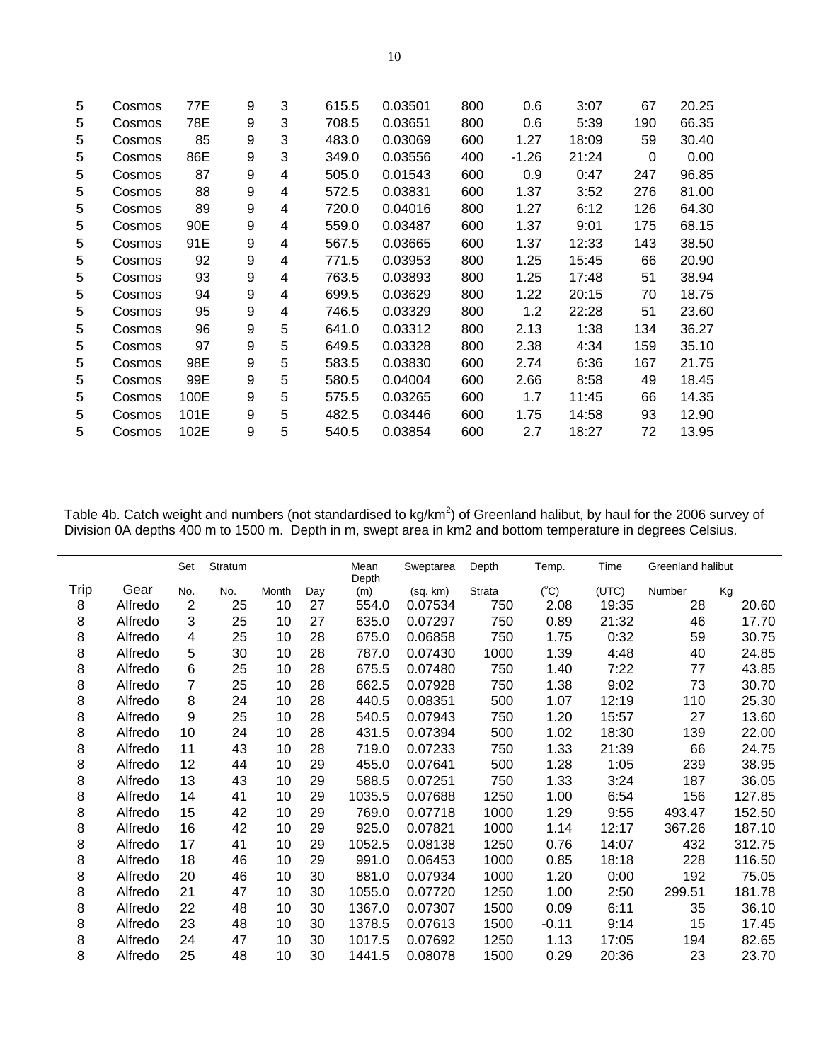| | | | | | | | | | | | |
|---|---|---|---|---|---|---|---|---|---|---|---|
| 5 | Cosmos | 77E | 9 | 3 | 615.5 | 0.03501 | 800 | 0.6 | 3:07 | 67 | 20.25 |
| 5 | Cosmos | 78E | 9 | 3 | 708.5 | 0.03651 | 800 | 0.6 | 5:39 | 190 | 66.35 |
| 5 | Cosmos | 85 | 9 | 3 | 483.0 | 0.03069 | 600 | 1.27 | 18:09 | 59 | 30.40 |
| 5 | Cosmos | 86E | 9 | 3 | 349.0 | 0.03556 | 400 | -1.26 | 21:24 | 0 | 0.00 |
| 5 | Cosmos | 87 | 9 | 4 | 505.0 | 0.01543 | 600 | 0.9 | 0:47 | 247 | 96.85 |
| 5 | Cosmos | 88 | 9 | 4 | 572.5 | 0.03831 | 600 | 1.37 | 3:52 | 276 | 81.00 |
| 5 | Cosmos | 89 | 9 | 4 | 720.0 | 0.04016 | 800 | 1.27 | 6:12 | 126 | 64.30 |
| 5 | Cosmos | 90E | 9 | 4 | 559.0 | 0.03487 | 600 | 1.37 | 9:01 | 175 | 68.15 |
| 5 | Cosmos | 91E | 9 | 4 | 567.5 | 0.03665 | 600 | 1.37 | 12:33 | 143 | 38.50 |
| 5 | Cosmos | 92 | 9 | 4 | 771.5 | 0.03953 | 800 | 1.25 | 15:45 | 66 | 20.90 |
| 5 | Cosmos | 93 | 9 | 4 | 763.5 | 0.03893 | 800 | 1.25 | 17:48 | 51 | 38.94 |
| 5 | Cosmos | 94 | 9 | 4 | 699.5 | 0.03629 | 800 | 1.22 | 20:15 | 70 | 18.75 |
| 5 | Cosmos | 95 | 9 | 4 | 746.5 | 0.03329 | 800 | 1.2 | 22:28 | 51 | 23.60 |
| 5 | Cosmos | 96 | 9 | 5 | 641.0 | 0.03312 | 800 | 2.13 | 1:38 | 134 | 36.27 |
| 5 | Cosmos | 97 | 9 | 5 | 649.5 | 0.03328 | 800 | 2.38 | 4:34 | 159 | 35.10 |
| 5 | Cosmos | 98E | 9 | 5 | 583.5 | 0.03830 | 600 | 2.74 | 6:36 | 167 | 21.75 |
| 5 | Cosmos | 99E | 9 | 5 | 580.5 | 0.04004 | 600 | 2.66 | 8:58 | 49 | 18.45 |
| 5 | Cosmos | 100E | 9 | 5 | 575.5 | 0.03265 | 600 | 1.7 | 11:45 | 66 | 14.35 |
| 5 | Cosmos | 101E | 9 | 5 | 482.5 | 0.03446 | 600 | 1.75 | 14:58 | 93 | 12.90 |
| 5 | Cosmos | 102E | 9 | 5 | 540.5 | 0.03854 | 600 | 2.7 | 18:27 | 72 | 13.95 |

Table 4b. Catch weight and numbers (not standardised to kg/km$^2$) of Greenland halibut, by haul for the 2006 survey of Division 0A depths 400 m to 1500 m. Depth in m, swept area in km2 and bottom temperature in degrees Celsius.

| | | Set | Stratum | | | Mean Depth | Sweptarea | Depth | Temp. | Time | Greenland halibut | |
|---|---|---|---|---|---|---|---|---|---|---|---|---|
| Trip | Gear | No. | No. | Month | Day | (m) | (sq. km) | Strata | (°C) | (UTC) | Number | Kg |
| 8 | Alfredo | 2 | 25 | 10 | 27 | 554.0 | 0.07534 | 750 | 2.08 | 19:35 | 28 | 20.60 |
| 8 | Alfredo | 3 | 25 | 10 | 27 | 635.0 | 0.07297 | 750 | 0.89 | 21:32 | 46 | 17.70 |
| 8 | Alfredo | 4 | 25 | 10 | 28 | 675.0 | 0.06858 | 750 | 1.75 | 0:32 | 59 | 30.75 |
| 8 | Alfredo | 5 | 30 | 10 | 28 | 787.0 | 0.07430 | 1000 | 1.39 | 4:48 | 40 | 24.85 |
| 8 | Alfredo | 6 | 25 | 10 | 28 | 675.5 | 0.07480 | 750 | 1.40 | 7:22 | 77 | 43.85 |
| 8 | Alfredo | 7 | 25 | 10 | 28 | 662.5 | 0.07928 | 750 | 1.38 | 9:02 | 73 | 30.70 |
| 8 | Alfredo | 8 | 24 | 10 | 28 | 440.5 | 0.08351 | 500 | 1.07 | 12:19 | 110 | 25.30 |
| 8 | Alfredo | 9 | 25 | 10 | 28 | 540.5 | 0.07943 | 750 | 1.20 | 15:57 | 27 | 13.60 |
| 8 | Alfredo | 10 | 24 | 10 | 28 | 431.5 | 0.07394 | 500 | 1.02 | 18:30 | 139 | 22.00 |
| 8 | Alfredo | 11 | 43 | 10 | 28 | 719.0 | 0.07233 | 750 | 1.33 | 21:39 | 66 | 24.75 |
| 8 | Alfredo | 12 | 44 | 10 | 29 | 455.0 | 0.07641 | 500 | 1.28 | 1:05 | 239 | 38.95 |
| 8 | Alfredo | 13 | 43 | 10 | 29 | 588.5 | 0.07251 | 750 | 1.33 | 3:24 | 187 | 36.05 |
| 8 | Alfredo | 14 | 41 | 10 | 29 | 1035.5 | 0.07688 | 1250 | 1.00 | 6:54 | 156 | 127.85 |
| 8 | Alfredo | 15 | 42 | 10 | 29 | 769.0 | 0.07718 | 1000 | 1.29 | 9:55 | 493.47 | 152.50 |
| 8 | Alfredo | 16 | 42 | 10 | 29 | 925.0 | 0.07821 | 1000 | 1.14 | 12:17 | 367.26 | 187.10 |
| 8 | Alfredo | 17 | 41 | 10 | 29 | 1052.5 | 0.08138 | 1250 | 0.76 | 14:07 | 432 | 312.75 |
| 8 | Alfredo | 18 | 46 | 10 | 29 | 991.0 | 0.06453 | 1000 | 0.85 | 18:18 | 228 | 116.50 |
| 8 | Alfredo | 20 | 46 | 10 | 30 | 881.0 | 0.07934 | 1000 | 1.20 | 0:00 | 192 | 75.05 |
| 8 | Alfredo | 21 | 47 | 10 | 30 | 1055.0 | 0.07720 | 1250 | 1.00 | 2:50 | 299.51 | 181.78 |
| 8 | Alfredo | 22 | 48 | 10 | 30 | 1367.0 | 0.07307 | 1500 | 0.09 | 6:11 | 35 | 36.10 |
| 8 | Alfredo | 23 | 48 | 10 | 30 | 1378.5 | 0.07613 | 1500 | -0.11 | 9:14 | 15 | 17.45 |
| 8 | Alfredo | 24 | 47 | 10 | 30 | 1017.5 | 0.07692 | 1250 | 1.13 | 17:05 | 194 | 82.65 |
| 8 | Alfredo | 25 | 48 | 10 | 30 | 1441.5 | 0.08078 | 1500 | 0.29 | 20:36 | 23 | 23.70 |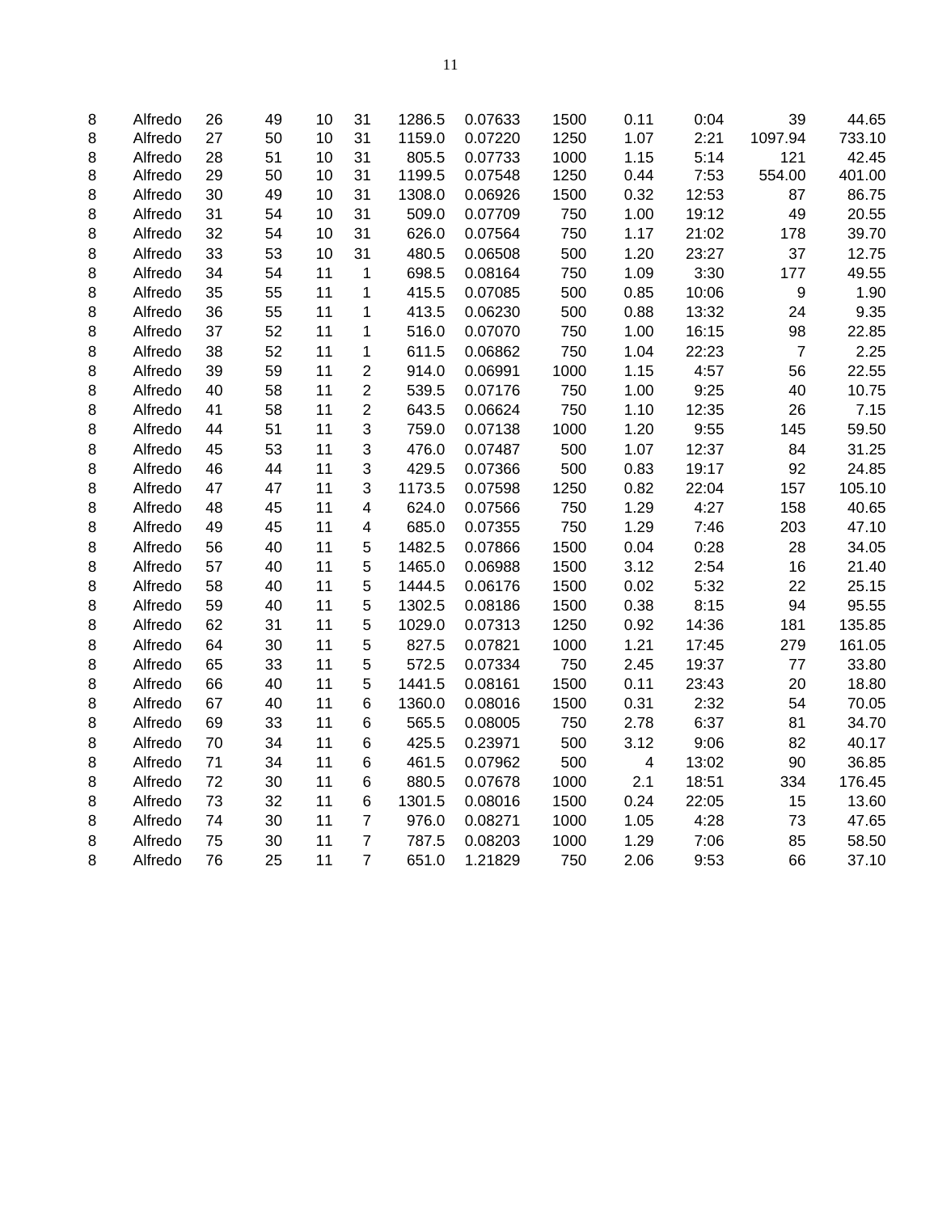| | | | | | | | | | | | | |
|---|---|---|---|---|---|---|---|---|---|---|---|---|
| 8 | Alfredo | 26 | 49 | 10 | 31 | 1286.5 | 0.07633 | 1500 | 0.11 | 0:04 | 39 | 44.65 |
| 8 | Alfredo | 27 | 50 | 10 | 31 | 1159.0 | 0.07220 | 1250 | 1.07 | 2:21 | 1097.94 | 733.10 |
| 8 | Alfredo | 28 | 51 | 10 | 31 | 805.5 | 0.07733 | 1000 | 1.15 | 5:14 | 121 | 42.45 |
| 8 | Alfredo | 29 | 50 | 10 | 31 | 1199.5 | 0.07548 | 1250 | 0.44 | 7:53 | 554.00 | 401.00 |
| 8 | Alfredo | 30 | 49 | 10 | 31 | 1308.0 | 0.06926 | 1500 | 0.32 | 12:53 | 87 | 86.75 |
| 8 | Alfredo | 31 | 54 | 10 | 31 | 509.0 | 0.07709 | 750 | 1.00 | 19:12 | 49 | 20.55 |
| 8 | Alfredo | 32 | 54 | 10 | 31 | 626.0 | 0.07564 | 750 | 1.17 | 21:02 | 178 | 39.70 |
| 8 | Alfredo | 33 | 53 | 10 | 31 | 480.5 | 0.06508 | 500 | 1.20 | 23:27 | 37 | 12.75 |
| 8 | Alfredo | 34 | 54 | 11 | 1 | 698.5 | 0.08164 | 750 | 1.09 | 3:30 | 177 | 49.55 |
| 8 | Alfredo | 35 | 55 | 11 | 1 | 415.5 | 0.07085 | 500 | 0.85 | 10:06 | 9 | 1.90 |
| 8 | Alfredo | 36 | 55 | 11 | 1 | 413.5 | 0.06230 | 500 | 0.88 | 13:32 | 24 | 9.35 |
| 8 | Alfredo | 37 | 52 | 11 | 1 | 516.0 | 0.07070 | 750 | 1.00 | 16:15 | 98 | 22.85 |
| 8 | Alfredo | 38 | 52 | 11 | 1 | 611.5 | 0.06862 | 750 | 1.04 | 22:23 | 7 | 2.25 |
| 8 | Alfredo | 39 | 59 | 11 | 2 | 914.0 | 0.06991 | 1000 | 1.15 | 4:57 | 56 | 22.55 |
| 8 | Alfredo | 40 | 58 | 11 | 2 | 539.5 | 0.07176 | 750 | 1.00 | 9:25 | 40 | 10.75 |
| 8 | Alfredo | 41 | 58 | 11 | 2 | 643.5 | 0.06624 | 750 | 1.10 | 12:35 | 26 | 7.15 |
| 8 | Alfredo | 44 | 51 | 11 | 3 | 759.0 | 0.07138 | 1000 | 1.20 | 9:55 | 145 | 59.50 |
| 8 | Alfredo | 45 | 53 | 11 | 3 | 476.0 | 0.07487 | 500 | 1.07 | 12:37 | 84 | 31.25 |
| 8 | Alfredo | 46 | 44 | 11 | 3 | 429.5 | 0.07366 | 500 | 0.83 | 19:17 | 92 | 24.85 |
| 8 | Alfredo | 47 | 47 | 11 | 3 | 1173.5 | 0.07598 | 1250 | 0.82 | 22:04 | 157 | 105.10 |
| 8 | Alfredo | 48 | 45 | 11 | 4 | 624.0 | 0.07566 | 750 | 1.29 | 4:27 | 158 | 40.65 |
| 8 | Alfredo | 49 | 45 | 11 | 4 | 685.0 | 0.07355 | 750 | 1.29 | 7:46 | 203 | 47.10 |
| 8 | Alfredo | 56 | 40 | 11 | 5 | 1482.5 | 0.07866 | 1500 | 0.04 | 0:28 | 28 | 34.05 |
| 8 | Alfredo | 57 | 40 | 11 | 5 | 1465.0 | 0.06988 | 1500 | 3.12 | 2:54 | 16 | 21.40 |
| 8 | Alfredo | 58 | 40 | 11 | 5 | 1444.5 | 0.06176 | 1500 | 0.02 | 5:32 | 22 | 25.15 |
| 8 | Alfredo | 59 | 40 | 11 | 5 | 1302.5 | 0.08186 | 1500 | 0.38 | 8:15 | 94 | 95.55 |
| 8 | Alfredo | 62 | 31 | 11 | 5 | 1029.0 | 0.07313 | 1250 | 0.92 | 14:36 | 181 | 135.85 |
| 8 | Alfredo | 64 | 30 | 11 | 5 | 827.5 | 0.07821 | 1000 | 1.21 | 17:45 | 279 | 161.05 |
| 8 | Alfredo | 65 | 33 | 11 | 5 | 572.5 | 0.07334 | 750 | 2.45 | 19:37 | 77 | 33.80 |
| 8 | Alfredo | 66 | 40 | 11 | 5 | 1441.5 | 0.08161 | 1500 | 0.11 | 23:43 | 20 | 18.80 |
| 8 | Alfredo | 67 | 40 | 11 | 6 | 1360.0 | 0.08016 | 1500 | 0.31 | 2:32 | 54 | 70.05 |
| 8 | Alfredo | 69 | 33 | 11 | 6 | 565.5 | 0.08005 | 750 | 2.78 | 6:37 | 81 | 34.70 |
| 8 | Alfredo | 70 | 34 | 11 | 6 | 425.5 | 0.23971 | 500 | 3.12 | 9:06 | 82 | 40.17 |
| 8 | Alfredo | 71 | 34 | 11 | 6 | 461.5 | 0.07962 | 500 | 4 | 13:02 | 90 | 36.85 |
| 8 | Alfredo | 72 | 30 | 11 | 6 | 880.5 | 0.07678 | 1000 | 2.1 | 18:51 | 334 | 176.45 |
| 8 | Alfredo | 73 | 32 | 11 | 6 | 1301.5 | 0.08016 | 1500 | 0.24 | 22:05 | 15 | 13.60 |
| 8 | Alfredo | 74 | 30 | 11 | 7 | 976.0 | 0.08271 | 1000 | 1.05 | 4:28 | 73 | 47.65 |
| 8 | Alfredo | 75 | 30 | 11 | 7 | 787.5 | 0.08203 | 1000 | 1.29 | 7:06 | 85 | 58.50 |
| 8 | Alfredo | 76 | 25 | 11 | 7 | 651.0 | 1.21829 | 750 | 2.06 | 9:53 | 66 | 37.10 |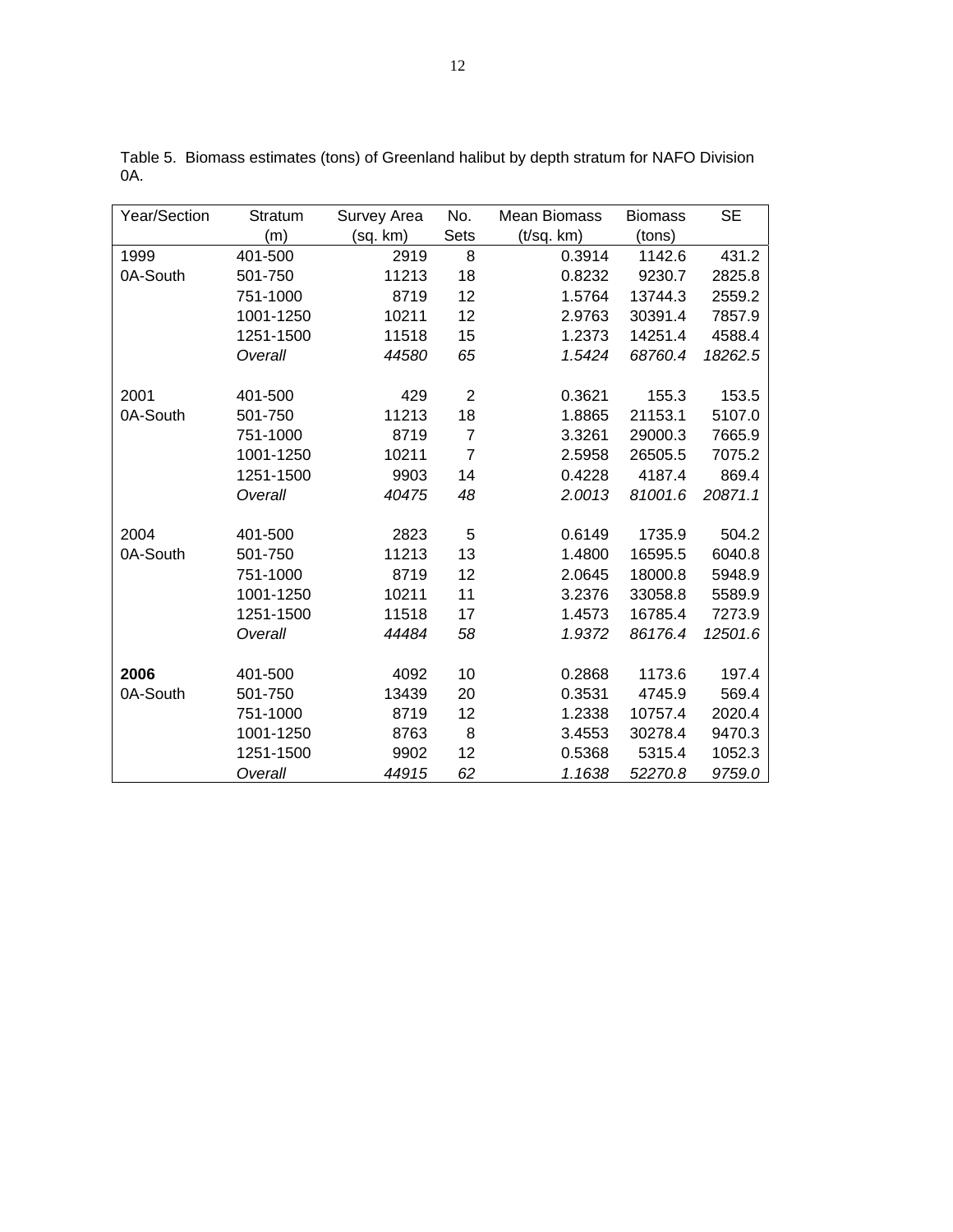Table 5. Biomass estimates (tons) of Greenland halibut by depth stratum for NAFO Division 0A.

| Year/Section | Stratum (m) | Survey Area (sq. km) | No. Sets | Mean Biomass (t/sq. km) | Biomass (tons) | SE |
|---|---|---|---|---|---|---|
| 1999 | 401-500 | 2919 | 8 | 0.3914 | 1142.6 | 431.2 |
| 0A-South | 501-750 | 11213 | 18 | 0.8232 | 9230.7 | 2825.8 |
| | 751-1000 | 8719 | 12 | 1.5764 | 13744.3 | 2559.2 |
| | 1001-1250 | 10211 | 12 | 2.9763 | 30391.4 | 7857.9 |
| | 1251-1500 | 11518 | 15 | 1.2373 | 14251.4 | 4588.4 |
| | *Overall* | *44580* | *65* | *1.5424* | *68760.4* | *18262.5* |
| | | | | | | |
| 2001 | 401-500 | 429 | 2 | 0.3621 | 155.3 | 153.5 |
| 0A-South | 501-750 | 11213 | 18 | 1.8865 | 21153.1 | 5107.0 |
| | 751-1000 | 8719 | 7 | 3.3261 | 29000.3 | 7665.9 |
| | 1001-1250 | 10211 | 7 | 2.5958 | 26505.5 | 7075.2 |
| | 1251-1500 | 9903 | 14 | 0.4228 | 4187.4 | 869.4 |
| | *Overall* | *40475* | *48* | *2.0013* | *81001.6* | *20871.1* |
| | | | | | | |
| 2004 | 401-500 | 2823 | 5 | 0.6149 | 1735.9 | 504.2 |
| 0A-South | 501-750 | 11213 | 13 | 1.4800 | 16595.5 | 6040.8 |
| | 751-1000 | 8719 | 12 | 2.0645 | 18000.8 | 5948.9 |
| | 1001-1250 | 10211 | 11 | 3.2376 | 33058.8 | 5589.9 |
| | 1251-1500 | 11518 | 17 | 1.4573 | 16785.4 | 7273.9 |
| | *Overall* | *44484* | *58* | *1.9372* | *86176.4* | *12501.6* |
| | | | | | | |
| **2006** | 401-500 | 4092 | 10 | 0.2868 | 1173.6 | 197.4 |
| 0A-South | 501-750 | 13439 | 20 | 0.3531 | 4745.9 | 569.4 |
| | 751-1000 | 8719 | 12 | 1.2338 | 10757.4 | 2020.4 |
| | 1001-1250 | 8763 | 8 | 3.4553 | 30278.4 | 9470.3 |
| | 1251-1500 | 9902 | 12 | 0.5368 | 5315.4 | 1052.3 |
| | *Overall* | *44915* | *62* | *1.1638* | *52270.8* | *9759.0* |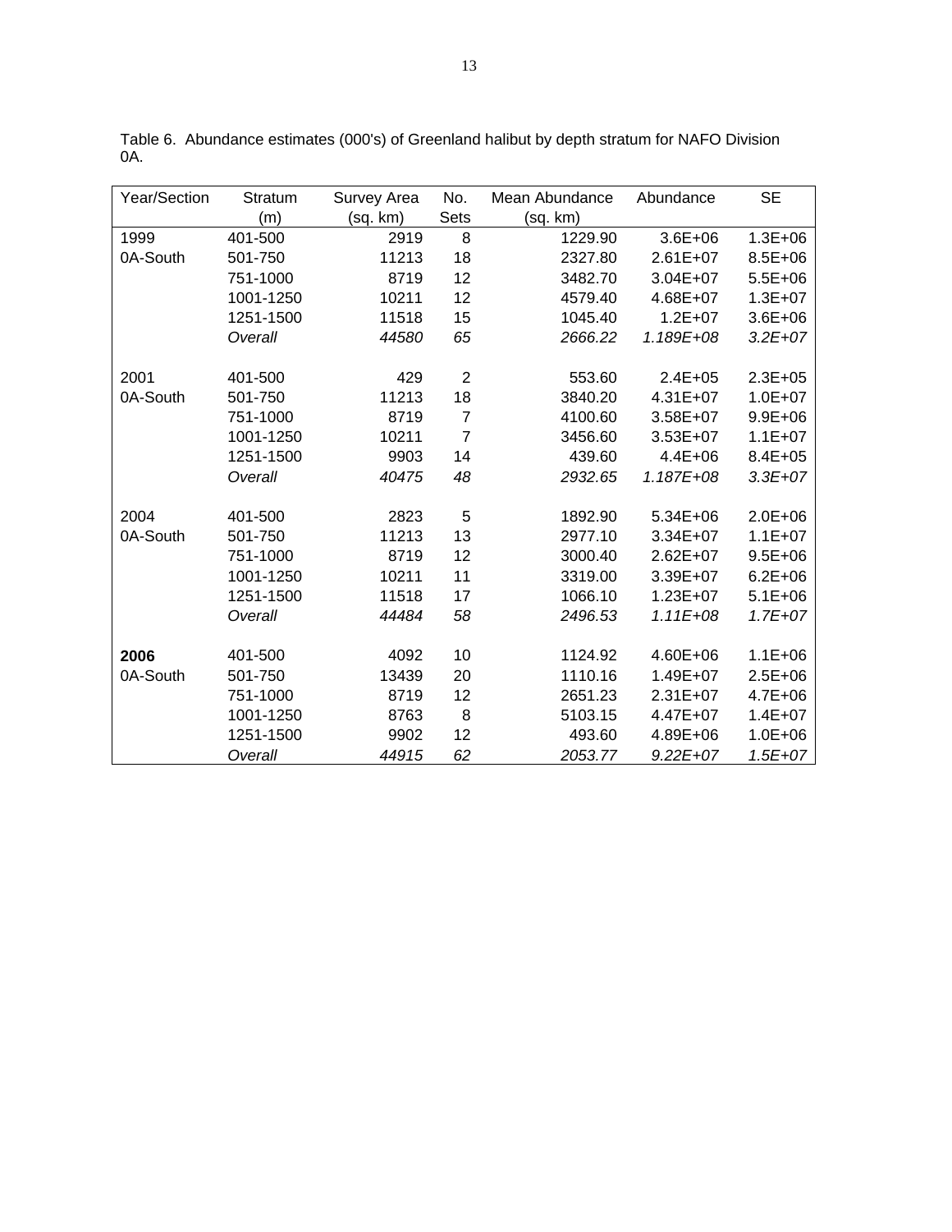Table 6. Abundance estimates (000's) of Greenland halibut by depth stratum for NAFO Division 0A.

| Year/Section | Stratum (m) | Survey Area (sq. km) | No. Sets | Mean Abundance (sq. km) | Abundance | SE |
|---|---|---|---|---|---|---|
| 1999 | 401-500 | 2919 | 8 | 1229.90 | 3.6E+06 | 1.3E+06 |
| 0A-South | 501-750 | 11213 | 18 | 2327.80 | 2.61E+07 | 8.5E+06 |
| | 751-1000 | 8719 | 12 | 3482.70 | 3.04E+07 | 5.5E+06 |
| | 1001-1250 | 10211 | 12 | 4579.40 | 4.68E+07 | 1.3E+07 |
| | 1251-1500 | 11518 | 15 | 1045.40 | 1.2E+07 | 3.6E+06 |
| | *Overall* | *44580* | *65* | *2666.22* | *1.189E+08* | *3.2E+07* |
| | | | | | | |
| 2001 | 401-500 | 429 | 2 | 553.60 | 2.4E+05 | 2.3E+05 |
| 0A-South | 501-750 | 11213 | 18 | 3840.20 | 4.31E+07 | 1.0E+07 |
| | 751-1000 | 8719 | 7 | 4100.60 | 3.58E+07 | 9.9E+06 |
| | 1001-1250 | 10211 | 7 | 3456.60 | 3.53E+07 | 1.1E+07 |
| | 1251-1500 | 9903 | 14 | 439.60 | 4.4E+06 | 8.4E+05 |
| | *Overall* | *40475* | *48* | *2932.65* | *1.187E+08* | *3.3E+07* |
| | | | | | | |
| 2004 | 401-500 | 2823 | 5 | 1892.90 | 5.34E+06 | 2.0E+06 |
| 0A-South | 501-750 | 11213 | 13 | 2977.10 | 3.34E+07 | 1.1E+07 |
| | 751-1000 | 8719 | 12 | 3000.40 | 2.62E+07 | 9.5E+06 |
| | 1001-1250 | 10211 | 11 | 3319.00 | 3.39E+07 | 6.2E+06 |
| | 1251-1500 | 11518 | 17 | 1066.10 | 1.23E+07 | 5.1E+06 |
| | *Overall* | *44484* | *58* | *2496.53* | *1.11E+08* | *1.7E+07* |
| | | | | | | |
| **2006** | 401-500 | 4092 | 10 | 1124.92 | 4.60E+06 | 1.1E+06 |
| 0A-South | 501-750 | 13439 | 20 | 1110.16 | 1.49E+07 | 2.5E+06 |
| | 751-1000 | 8719 | 12 | 2651.23 | 2.31E+07 | 4.7E+06 |
| | 1001-1250 | 8763 | 8 | 5103.15 | 4.47E+07 | 1.4E+07 |
| | 1251-1500 | 9902 | 12 | 493.60 | 4.89E+06 | 1.0E+06 |
| | *Overall* | *44915* | *62* | *2053.77* | *9.22E+07* | *1.5E+07* |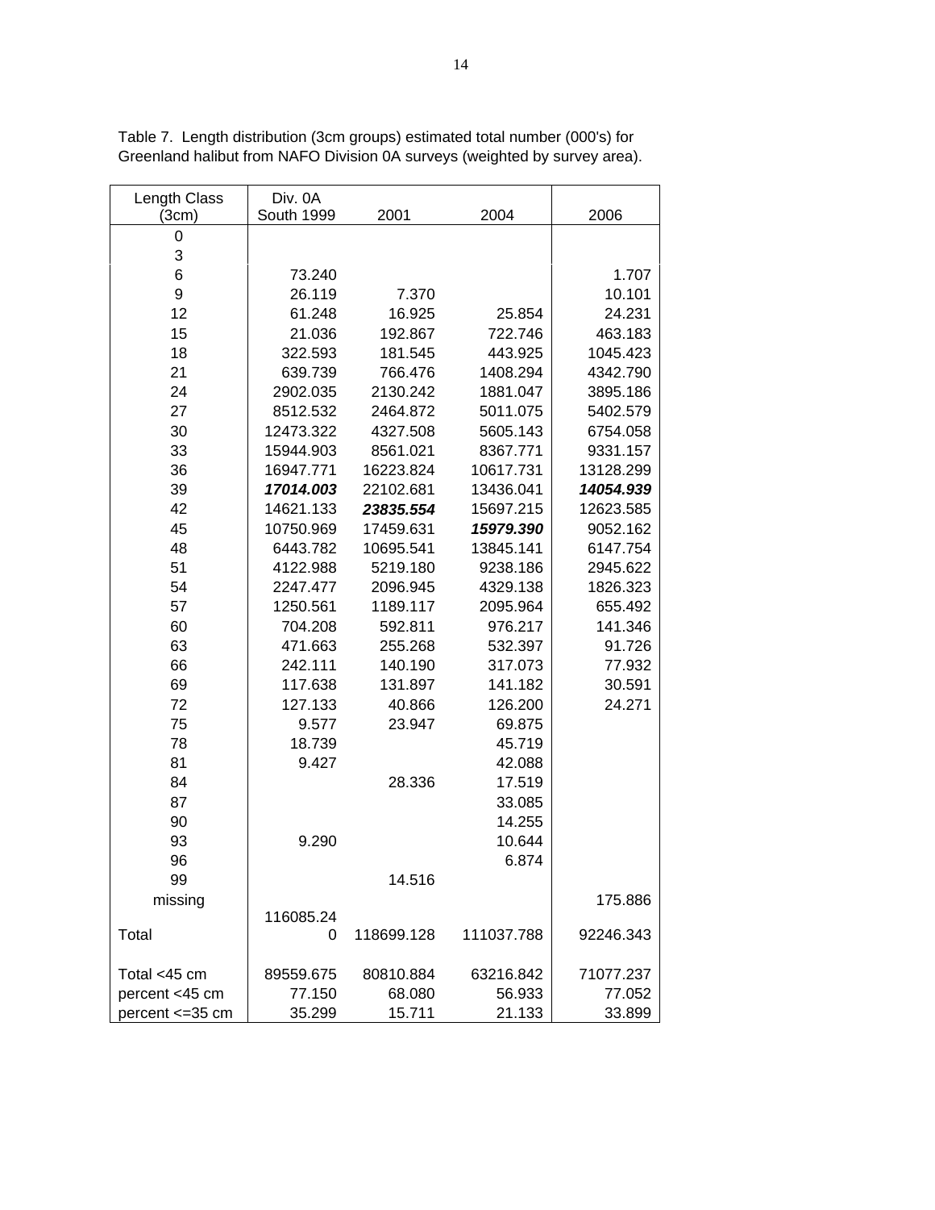Table 7. Length distribution (3cm groups) estimated total number (000's) for Greenland halibut from NAFO Division 0A surveys (weighted by survey area).

| Length Class (3cm) | Div. 0A South 1999 | 2001 | 2004 | 2006 |
|---|---|---|---|---|
| 0 | | | | |
| 3 | | | | |
| 6 | 73.240 | | | 1.707 |
| 9 | 26.119 | 7.370 | | 10.101 |
| 12 | 61.248 | 16.925 | 25.854 | 24.231 |
| 15 | 21.036 | 192.867 | 722.746 | 463.183 |
| 18 | 322.593 | 181.545 | 443.925 | 1045.423 |
| 21 | 639.739 | 766.476 | 1408.294 | 4342.790 |
| 24 | 2902.035 | 2130.242 | 1881.047 | 3895.186 |
| 27 | 8512.532 | 2464.872 | 5011.075 | 5402.579 |
| 30 | 12473.322 | 4327.508 | 5605.143 | 6754.058 |
| 33 | 15944.903 | 8561.021 | 8367.771 | 9331.157 |
| 36 | 16947.771 | 16223.824 | 10617.731 | 13128.299 |
| 39 | ***17014.003*** | 22102.681 | 13436.041 | ***14054.939*** |
| 42 | 14621.133 | ***23835.554*** | 15697.215 | 12623.585 |
| 45 | 10750.969 | 17459.631 | ***15979.390*** | 9052.162 |
| 48 | 6443.782 | 10695.541 | 13845.141 | 6147.754 |
| 51 | 4122.988 | 5219.180 | 9238.186 | 2945.622 |
| 54 | 2247.477 | 2096.945 | 4329.138 | 1826.323 |
| 57 | 1250.561 | 1189.117 | 2095.964 | 655.492 |
| 60 | 704.208 | 592.811 | 976.217 | 141.346 |
| 63 | 471.663 | 255.268 | 532.397 | 91.726 |
| 66 | 242.111 | 140.190 | 317.073 | 77.932 |
| 69 | 117.638 | 131.897 | 141.182 | 30.591 |
| 72 | 127.133 | 40.866 | 126.200 | 24.271 |
| 75 | 9.577 | 23.947 | 69.875 | |
| 78 | 18.739 | | 45.719 | |
| 81 | 9.427 | | 42.088 | |
| 84 | | 28.336 | 17.519 | |
| 87 | | | 33.085 | |
| 90 | | | 14.255 | |
| 93 | 9.290 | | 10.644 | |
| 96 | | | 6.874 | |
| 99 | | 14.516 | | |
| missing | | | | 175.886 |
| Total | 116085.240 | 118699.128 | 111037.788 | 92246.343 |
| | | | | |
| Total <45 cm | 89559.675 | 80810.884 | 63216.842 | 71077.237 |
| percent <45 cm | 77.150 | 68.080 | 56.933 | 77.052 |
| percent <=35 cm | 35.299 | 15.711 | 21.133 | 33.899 |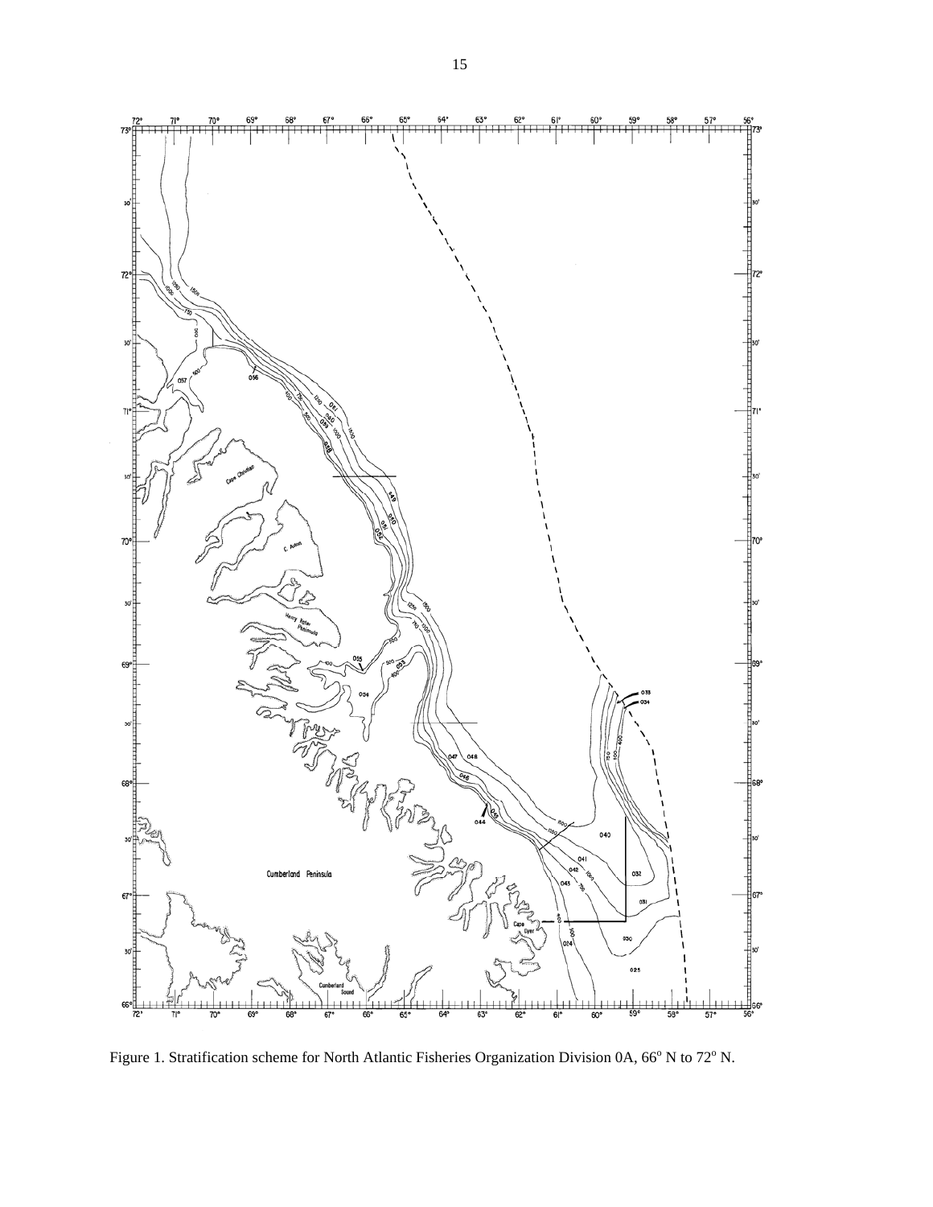Figure 1. Stratification scheme for North Atlantic Fisheries Organization Division 0A, 66° N to 72° N.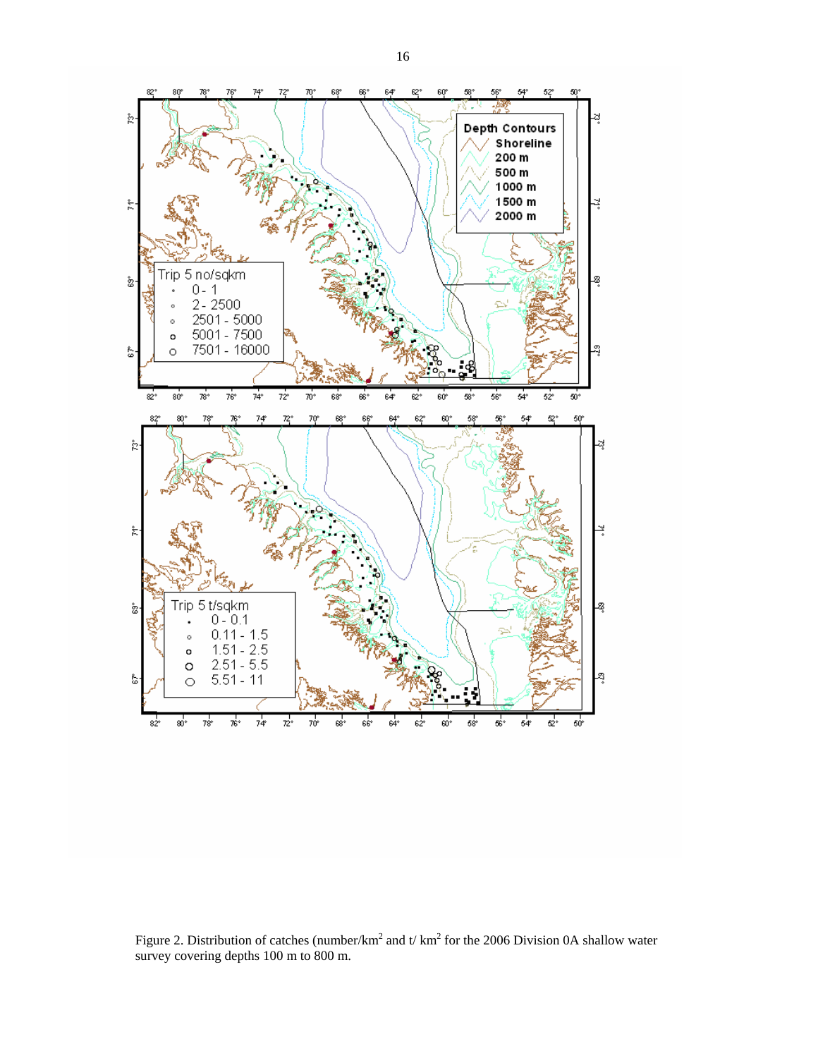Figure 2. Distribution of catches (number/km$^2$ and t/ km$^2$ for the 2006 Division 0A shallow water survey covering depths 100 m to 800 m.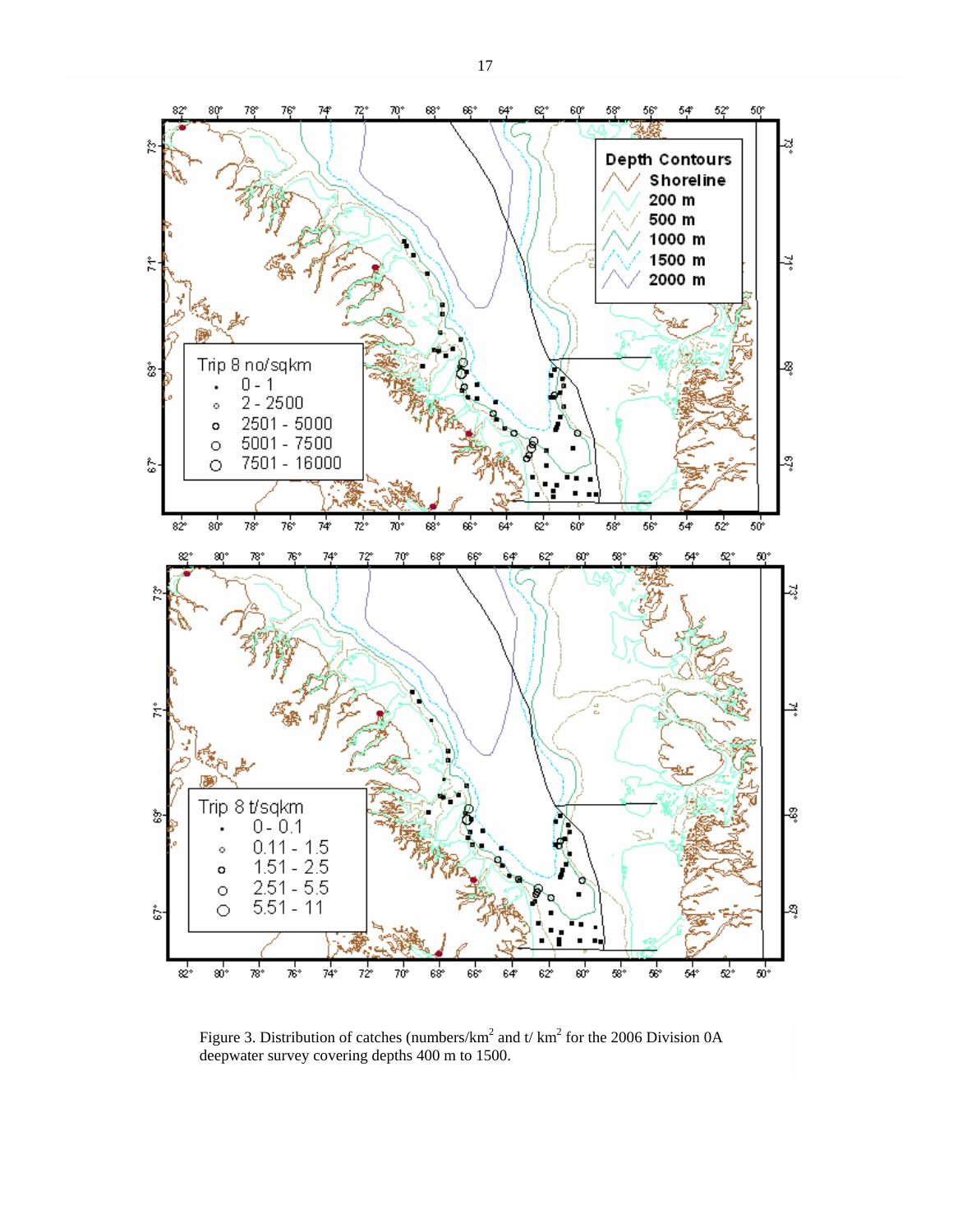Figure 3. Distribution of catches (numbers/km$^2$ and t/ km$^2$ for the 2006 Division 0A deepwater survey covering depths 400 m to 1500.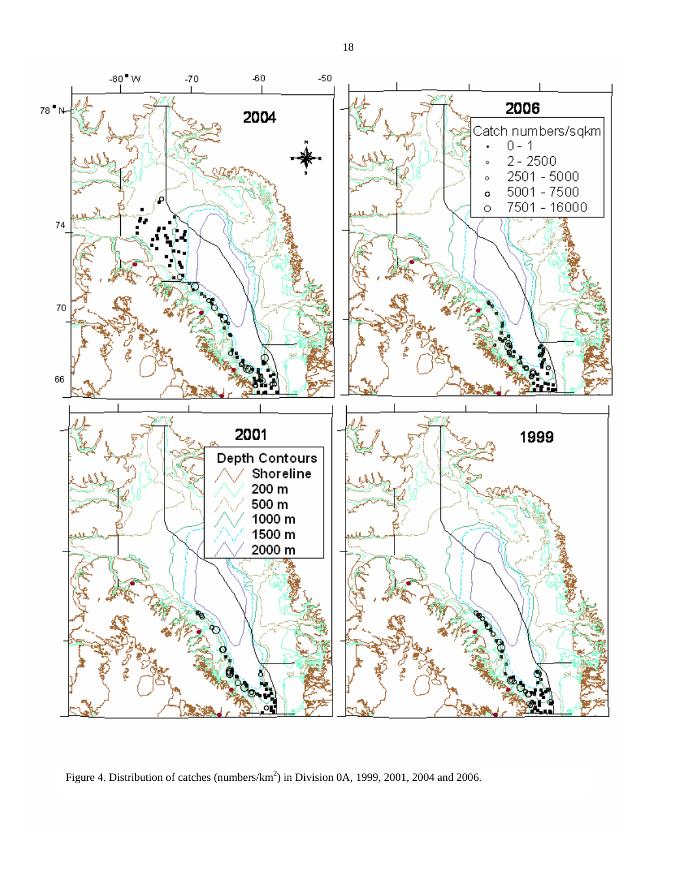Figure 4. Distribution of catches (numbers/km$^2$) in Division 0A, 1999, 2001, 2004 and 2006.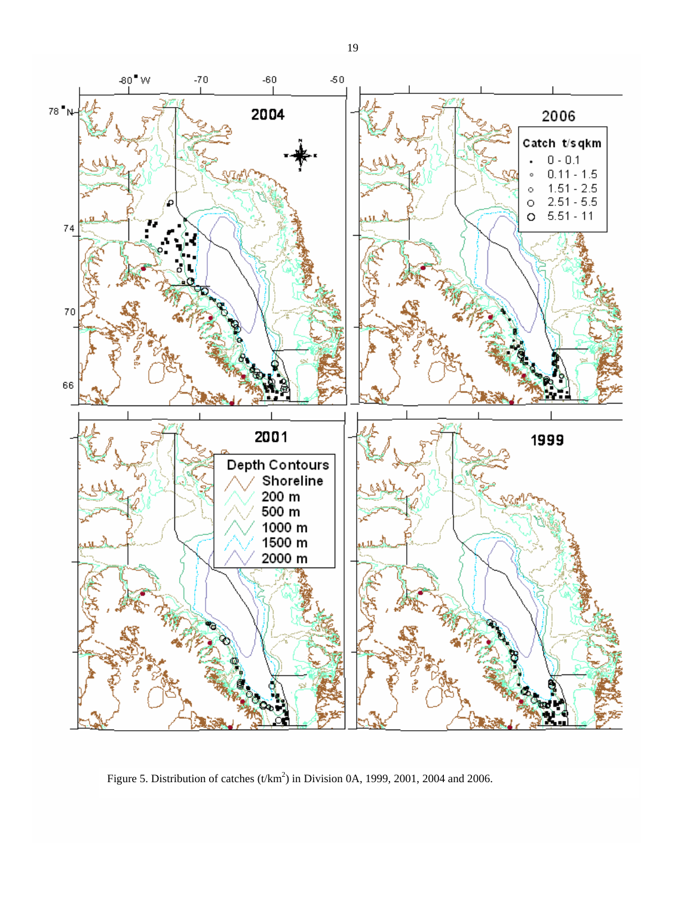Figure 5. Distribution of catches ($t/km^2$) in Division 0A, 1999, 2001, 2004 and 2006.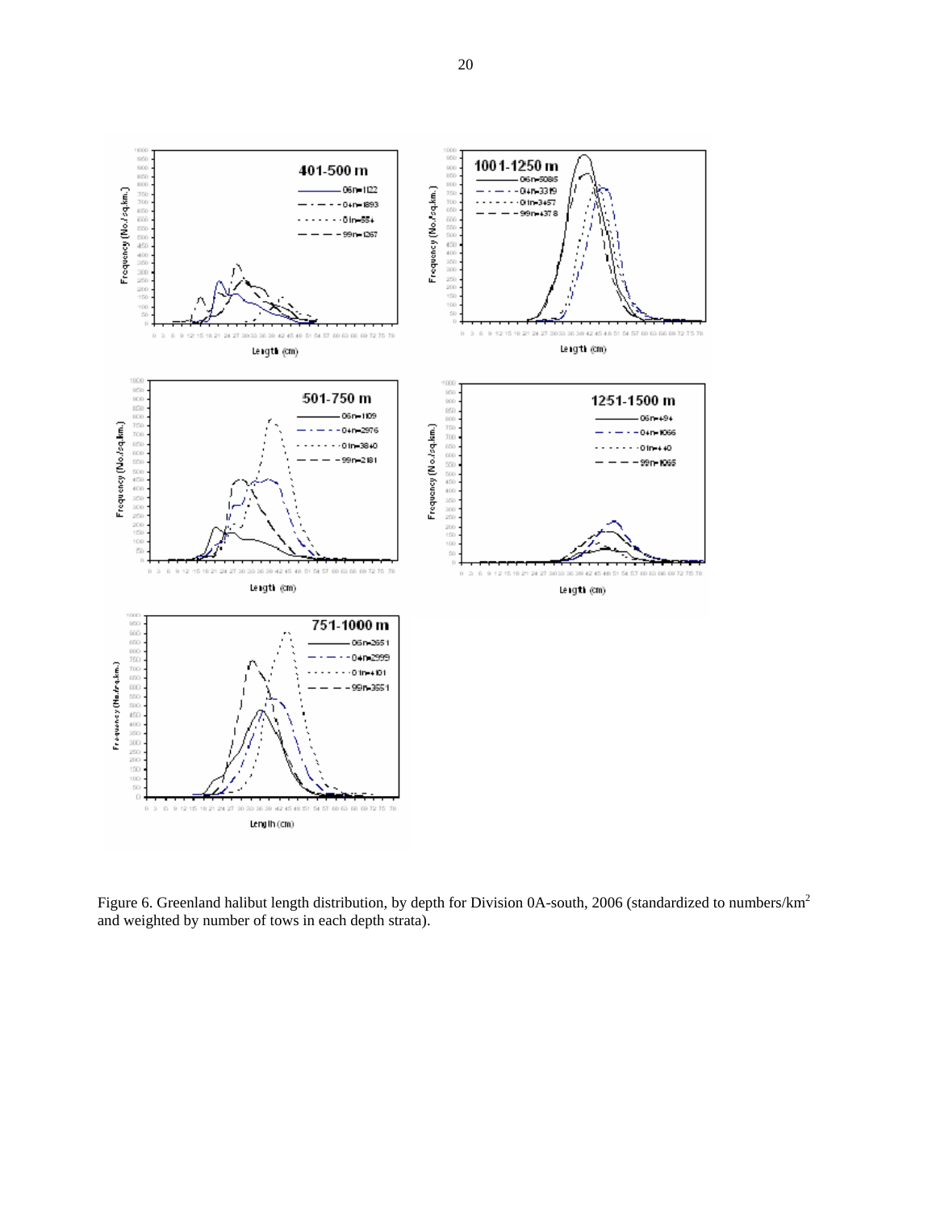Figure 6. Greenland halibut length distribution, by depth for Division 0A-south, 2006 (standardized to numbers/km$^2$ and weighted by number of tows in each depth strata).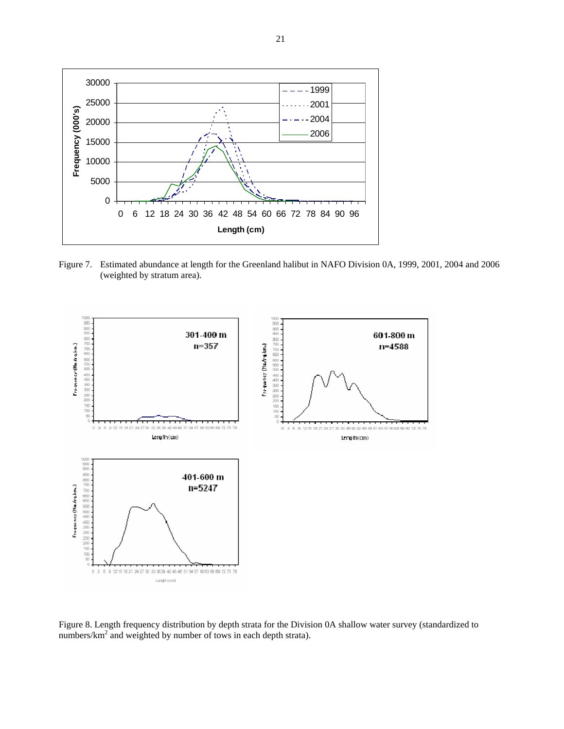Figure 7. Estimated abundance at length for the Greenland halibut in NAFO Division 0A, 1999, 2001, 2004 and 2006 (weighted by stratum area).

Figure 8. Length frequency distribution by depth strata for the Division 0A shallow water survey (standardized to numbers/km$^2$ and weighted by number of tows in each depth strata).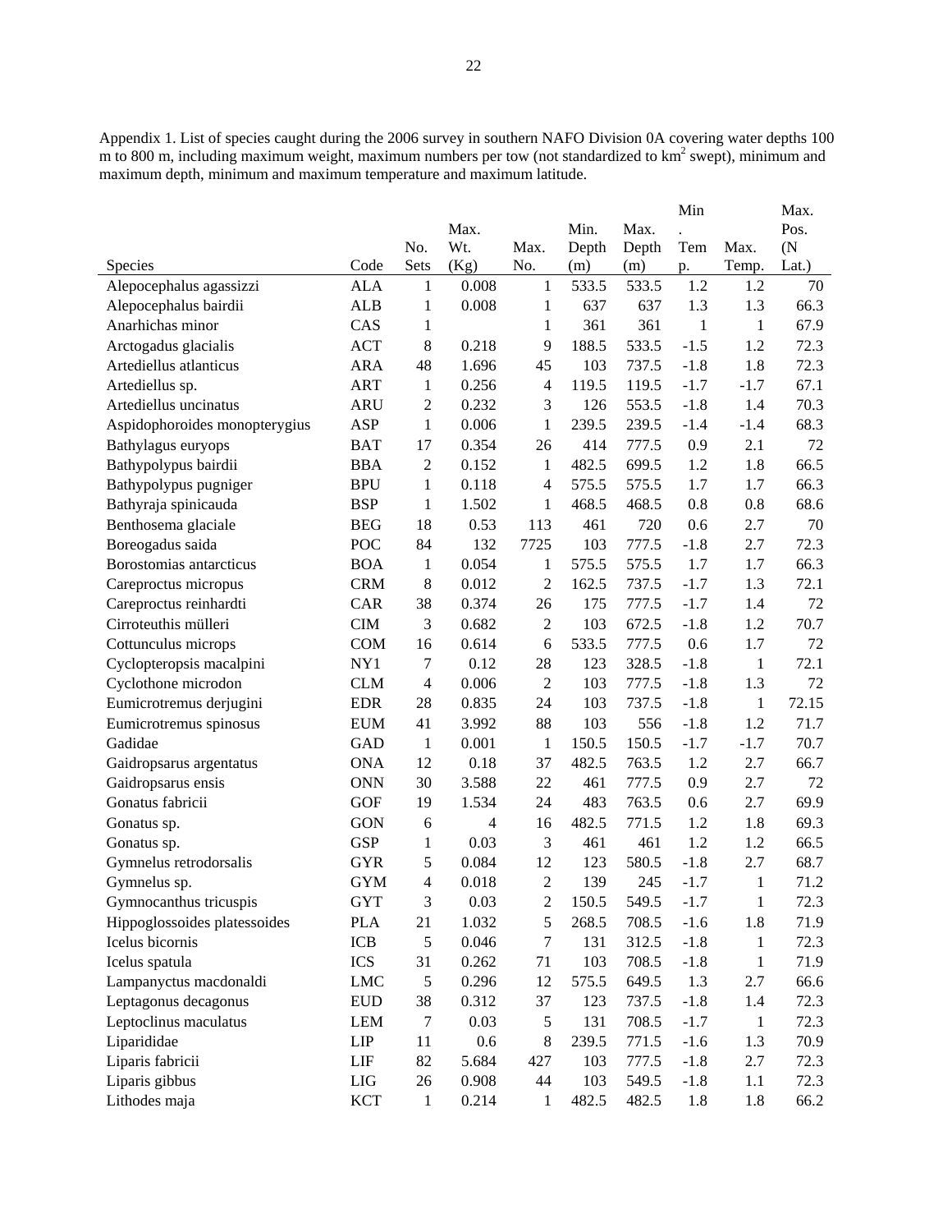Appendix 1. List of species caught during the 2006 survey in southern NAFO Division 0A covering water depths 100 m to 800 m, including maximum weight, maximum numbers per tow (not standardized to km$^2$ swept), minimum and maximum depth, minimum and maximum temperature and maximum latitude.

| Species | Code | No. Sets | Max. Wt. (Kg) | Max. No. | Min. Depth (m) | Max. Depth (m) | Min. Temp. | Max. Temp. | Max. Pos. (N Lat.) |
|---|---|---|---|---|---|---|---|---|---|
| Alepocephalus agassizzi | ALA | 1 | 0.008 | 1 | 533.5 | 533.5 | 1.2 | 1.2 | 70 |
| Alepocephalus bairdii | ALB | 1 | 0.008 | 1 | 637 | 637 | 1.3 | 1.3 | 66.3 |
| Anarhichas minor | CAS | 1 | | 1 | 361 | 361 | 1 | 1 | 67.9 |
| Arctogadus glacialis | ACT | 8 | 0.218 | 9 | 188.5 | 533.5 | -1.5 | 1.2 | 72.3 |
| Artediellus atlanticus | ARA | 48 | 1.696 | 45 | 103 | 737.5 | -1.8 | 1.8 | 72.3 |
| Artediellus sp. | ART | 1 | 0.256 | 4 | 119.5 | 119.5 | -1.7 | -1.7 | 67.1 |
| Artediellus uncinatus | ARU | 2 | 0.232 | 3 | 126 | 553.5 | -1.8 | 1.4 | 70.3 |
| Aspidophoroides monopterygius | ASP | 1 | 0.006 | 1 | 239.5 | 239.5 | -1.4 | -1.4 | 68.3 |
| Bathylagus euryops | BAT | 17 | 0.354 | 26 | 414 | 777.5 | 0.9 | 2.1 | 72 |
| Bathypolypus bairdii | BBA | 2 | 0.152 | 1 | 482.5 | 699.5 | 1.2 | 1.8 | 66.5 |
| Bathypolypus pugniger | BPU | 1 | 0.118 | 4 | 575.5 | 575.5 | 1.7 | 1.7 | 66.3 |
| Bathyraja spinicauda | BSP | 1 | 1.502 | 1 | 468.5 | 468.5 | 0.8 | 0.8 | 68.6 |
| Benthosema glaciale | BEG | 18 | 0.53 | 113 | 461 | 720 | 0.6 | 2.7 | 70 |
| Boreogadus saida | POC | 84 | 132 | 7725 | 103 | 777.5 | -1.8 | 2.7 | 72.3 |
| Borostomias antarcticus | BOA | 1 | 0.054 | 1 | 575.5 | 575.5 | 1.7 | 1.7 | 66.3 |
| Careproctus micropus | CRM | 8 | 0.012 | 2 | 162.5 | 737.5 | -1.7 | 1.3 | 72.1 |
| Careproctus reinhardti | CAR | 38 | 0.374 | 26 | 175 | 777.5 | -1.7 | 1.4 | 72 |
| Cirroteuthis mülleri | CIM | 3 | 0.682 | 2 | 103 | 672.5 | -1.8 | 1.2 | 70.7 |
| Cottunculus microps | COM | 16 | 0.614 | 6 | 533.5 | 777.5 | 0.6 | 1.7 | 72 |
| Cyclopteropsis macalpini | NY1 | 7 | 0.12 | 28 | 123 | 328.5 | -1.8 | 1 | 72.1 |
| Cyclothone microdon | CLM | 4 | 0.006 | 2 | 103 | 777.5 | -1.8 | 1.3 | 72 |
| Eumicrotremus derjugini | EDR | 28 | 0.835 | 24 | 103 | 737.5 | -1.8 | 1 | 72.15 |
| Eumicrotremus spinosus | EUM | 41 | 3.992 | 88 | 103 | 556 | -1.8 | 1.2 | 71.7 |
| Gadidae | GAD | 1 | 0.001 | 1 | 150.5 | 150.5 | -1.7 | -1.7 | 70.7 |
| Gaidropsarus argentatus | ONA | 12 | 0.18 | 37 | 482.5 | 763.5 | 1.2 | 2.7 | 66.7 |
| Gaidropsarus ensis | ONN | 30 | 3.588 | 22 | 461 | 777.5 | 0.9 | 2.7 | 72 |
| Gonatus fabricii | GOF | 19 | 1.534 | 24 | 483 | 763.5 | 0.6 | 2.7 | 69.9 |
| Gonatus sp. | GON | 6 | 4 | 16 | 482.5 | 771.5 | 1.2 | 1.8 | 69.3 |
| Gonatus sp. | GSP | 1 | 0.03 | 3 | 461 | 461 | 1.2 | 1.2 | 66.5 |
| Gymnelus retrodorsalis | GYR | 5 | 0.084 | 12 | 123 | 580.5 | -1.8 | 2.7 | 68.7 |
| Gymnelus sp. | GYM | 4 | 0.018 | 2 | 139 | 245 | -1.7 | 1 | 71.2 |
| Gymnocanthus tricuspis | GYT | 3 | 0.03 | 2 | 150.5 | 549.5 | -1.7 | 1 | 72.3 |
| Hippoglossoides platessoides | PLA | 21 | 1.032 | 5 | 268.5 | 708.5 | -1.6 | 1.8 | 71.9 |
| Icelus bicornis | ICB | 5 | 0.046 | 7 | 131 | 312.5 | -1.8 | 1 | 72.3 |
| Icelus spatula | ICS | 31 | 0.262 | 71 | 103 | 708.5 | -1.8 | 1 | 71.9 |
| Lampanyctus macdonaldi | LMC | 5 | 0.296 | 12 | 575.5 | 649.5 | 1.3 | 2.7 | 66.6 |
| Leptagonus decagonus | EUD | 38 | 0.312 | 37 | 123 | 737.5 | -1.8 | 1.4 | 72.3 |
| Leptoclinus maculatus | LEM | 7 | 0.03 | 5 | 131 | 708.5 | -1.7 | 1 | 72.3 |
| Liparididae | LIP | 11 | 0.6 | 8 | 239.5 | 771.5 | -1.6 | 1.3 | 70.9 |
| Liparis fabricii | LIF | 82 | 5.684 | 427 | 103 | 777.5 | -1.8 | 2.7 | 72.3 |
| Liparis gibbus | LIG | 26 | 0.908 | 44 | 103 | 549.5 | -1.8 | 1.1 | 72.3 |
| Lithodes maja | KCT | 1 | 0.214 | 1 | 482.5 | 482.5 | 1.8 | 1.8 | 66.2 |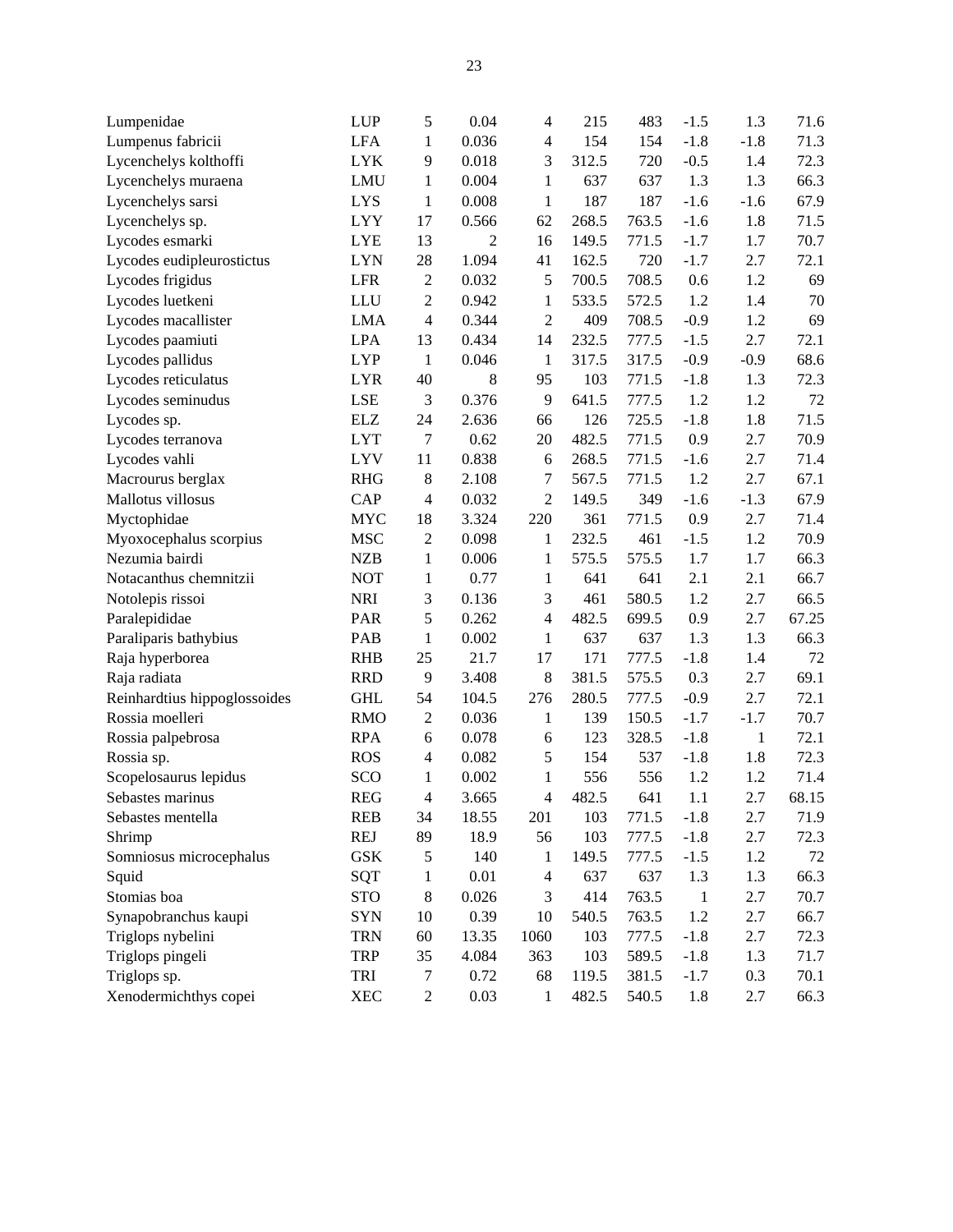| | | | | | | | | | |
|---|---|---|---|---|---|---|---|---|---|
| Lumpenidae | LUP | 5 | 0.04 | 4 | 215 | 483 | -1.5 | 1.3 | 71.6 |
| Lumpenus fabricii | LFA | 1 | 0.036 | 4 | 154 | 154 | -1.8 | -1.8 | 71.3 |
| Lycenchelys kolthoffi | LYK | 9 | 0.018 | 3 | 312.5 | 720 | -0.5 | 1.4 | 72.3 |
| Lycenchelys muraena | LMU | 1 | 0.004 | 1 | 637 | 637 | 1.3 | 1.3 | 66.3 |
| Lycenchelys sarsi | LYS | 1 | 0.008 | 1 | 187 | 187 | -1.6 | -1.6 | 67.9 |
| Lycenchelys sp. | LYY | 17 | 0.566 | 62 | 268.5 | 763.5 | -1.6 | 1.8 | 71.5 |
| Lycodes esmarki | LYE | 13 | 2 | 16 | 149.5 | 771.5 | -1.7 | 1.7 | 70.7 |
| Lycodes eudipleurostictus | LYN | 28 | 1.094 | 41 | 162.5 | 720 | -1.7 | 2.7 | 72.1 |
| Lycodes frigidus | LFR | 2 | 0.032 | 5 | 700.5 | 708.5 | 0.6 | 1.2 | 69 |
| Lycodes luetkeni | LLU | 2 | 0.942 | 1 | 533.5 | 572.5 | 1.2 | 1.4 | 70 |
| Lycodes macallister | LMA | 4 | 0.344 | 2 | 409 | 708.5 | -0.9 | 1.2 | 69 |
| Lycodes paamiuti | LPA | 13 | 0.434 | 14 | 232.5 | 777.5 | -1.5 | 2.7 | 72.1 |
| Lycodes pallidus | LYP | 1 | 0.046 | 1 | 317.5 | 317.5 | -0.9 | -0.9 | 68.6 |
| Lycodes reticulatus | LYR | 40 | 8 | 95 | 103 | 771.5 | -1.8 | 1.3 | 72.3 |
| Lycodes seminudus | LSE | 3 | 0.376 | 9 | 641.5 | 777.5 | 1.2 | 1.2 | 72 |
| Lycodes sp. | ELZ | 24 | 2.636 | 66 | 126 | 725.5 | -1.8 | 1.8 | 71.5 |
| Lycodes terranova | LYT | 7 | 0.62 | 20 | 482.5 | 771.5 | 0.9 | 2.7 | 70.9 |
| Lycodes vahli | LYV | 11 | 0.838 | 6 | 268.5 | 771.5 | -1.6 | 2.7 | 71.4 |
| Macrourus berglax | RHG | 8 | 2.108 | 7 | 567.5 | 771.5 | 1.2 | 2.7 | 67.1 |
| Mallotus villosus | CAP | 4 | 0.032 | 2 | 149.5 | 349 | -1.6 | -1.3 | 67.9 |
| Myctophidae | MYC | 18 | 3.324 | 220 | 361 | 771.5 | 0.9 | 2.7 | 71.4 |
| Myoxocephalus scorpius | MSC | 2 | 0.098 | 1 | 232.5 | 461 | -1.5 | 1.2 | 70.9 |
| Nezumia bairdi | NZB | 1 | 0.006 | 1 | 575.5 | 575.5 | 1.7 | 1.7 | 66.3 |
| Notacanthus chemnitzii | NOT | 1 | 0.77 | 1 | 641 | 641 | 2.1 | 2.1 | 66.7 |
| Notolepis rissoi | NRI | 3 | 0.136 | 3 | 461 | 580.5 | 1.2 | 2.7 | 66.5 |
| Paralepididae | PAR | 5 | 0.262 | 4 | 482.5 | 699.5 | 0.9 | 2.7 | 67.25 |
| Paraliparis bathybius | PAB | 1 | 0.002 | 1 | 637 | 637 | 1.3 | 1.3 | 66.3 |
| Raja hyperborea | RHB | 25 | 21.7 | 17 | 171 | 777.5 | -1.8 | 1.4 | 72 |
| Raja radiata | RRD | 9 | 3.408 | 8 | 381.5 | 575.5 | 0.3 | 2.7 | 69.1 |
| Reinhardtius hippoglossoides | GHL | 54 | 104.5 | 276 | 280.5 | 777.5 | -0.9 | 2.7 | 72.1 |
| Rossia moelleri | RMO | 2 | 0.036 | 1 | 139 | 150.5 | -1.7 | -1.7 | 70.7 |
| Rossia palpebrosa | RPA | 6 | 0.078 | 6 | 123 | 328.5 | -1.8 | 1 | 72.1 |
| Rossia sp. | ROS | 4 | 0.082 | 5 | 154 | 537 | -1.8 | 1.8 | 72.3 |
| Scopelosaurus lepidus | SCO | 1 | 0.002 | 1 | 556 | 556 | 1.2 | 1.2 | 71.4 |
| Sebastes marinus | REG | 4 | 3.665 | 4 | 482.5 | 641 | 1.1 | 2.7 | 68.15 |
| Sebastes mentella | REB | 34 | 18.55 | 201 | 103 | 771.5 | -1.8 | 2.7 | 71.9 |
| Shrimp | REJ | 89 | 18.9 | 56 | 103 | 777.5 | -1.8 | 2.7 | 72.3 |
| Somniosus microcephalus | GSK | 5 | 140 | 1 | 149.5 | 777.5 | -1.5 | 1.2 | 72 |
| Squid | SQT | 1 | 0.01 | 4 | 637 | 637 | 1.3 | 1.3 | 66.3 |
| Stomias boa | STO | 8 | 0.026 | 3 | 414 | 763.5 | 1 | 2.7 | 70.7 |
| Synapobranchus kaupi | SYN | 10 | 0.39 | 10 | 540.5 | 763.5 | 1.2 | 2.7 | 66.7 |
| Triglops nybelini | TRN | 60 | 13.35 | 1060 | 103 | 777.5 | -1.8 | 2.7 | 72.3 |
| Triglops pingeli | TRP | 35 | 4.084 | 363 | 103 | 589.5 | -1.8 | 1.3 | 71.7 |
| Triglops sp. | TRI | 7 | 0.72 | 68 | 119.5 | 381.5 | -1.7 | 0.3 | 70.1 |
| Xenodermichthys copei | XEC | 2 | 0.03 | 1 | 482.5 | 540.5 | 1.8 | 2.7 | 66.3 |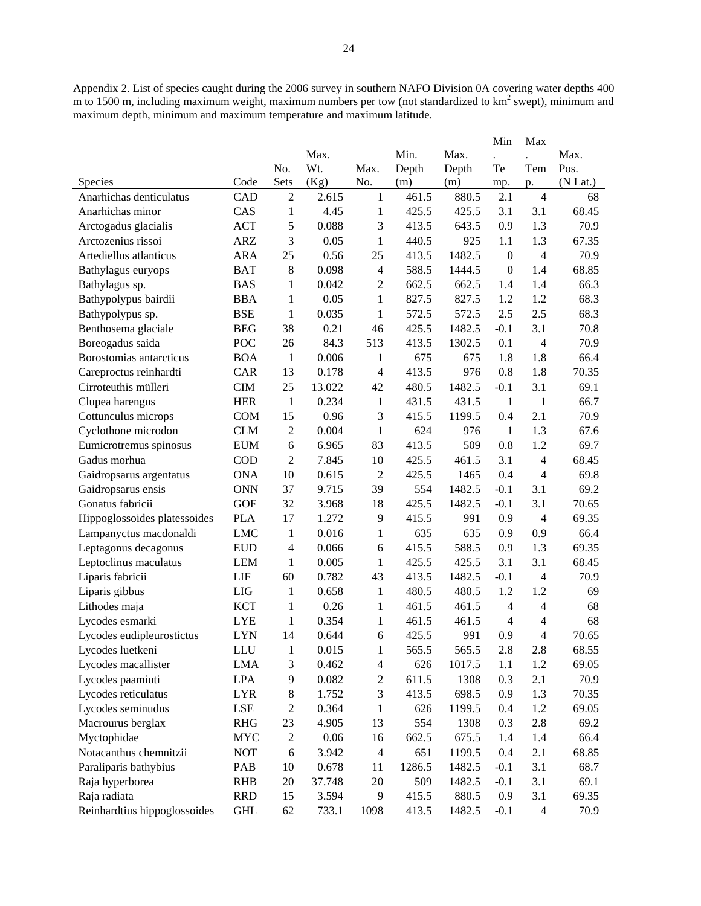Appendix 2. List of species caught during the 2006 survey in southern NAFO Division 0A covering water depths 400 m to 1500 m, including maximum weight, maximum numbers per tow (not standardized to km$^2$ swept), minimum and maximum depth, minimum and maximum temperature and maximum latitude.

| Species | Code | No. Sets | Max. Wt. (Kg) | Max. No. | Min. Depth (m) | Max. Depth (m) | Min. Temp. | Max. Temp. | Max. Pos. (N Lat.) |
|---|---|---|---|---|---|---|---|---|---|
| Anarhichas denticulatus | CAD | 2 | 2.615 | 1 | 461.5 | 880.5 | 2.1 | 4 | 68 |
| Anarhichas minor | CAS | 1 | 4.45 | 1 | 425.5 | 425.5 | 3.1 | 3.1 | 68.45 |
| Arctogadus glacialis | ACT | 5 | 0.088 | 3 | 413.5 | 643.5 | 0.9 | 1.3 | 70.9 |
| Arctozenius rissoi | ARZ | 3 | 0.05 | 1 | 440.5 | 925 | 1.1 | 1.3 | 67.35 |
| Artediellus atlanticus | ARA | 25 | 0.56 | 25 | 413.5 | 1482.5 | 0 | 4 | 70.9 |
| Bathylagus euryops | BAT | 8 | 0.098 | 4 | 588.5 | 1444.5 | 0 | 1.4 | 68.85 |
| Bathylagus sp. | BAS | 1 | 0.042 | 2 | 662.5 | 662.5 | 1.4 | 1.4 | 66.3 |
| Bathypolypus bairdii | BBA | 1 | 0.05 | 1 | 827.5 | 827.5 | 1.2 | 1.2 | 68.3 |
| Bathypolypus sp. | BSE | 1 | 0.035 | 1 | 572.5 | 572.5 | 2.5 | 2.5 | 68.3 |
| Benthosema glaciale | BEG | 38 | 0.21 | 46 | 425.5 | 1482.5 | -0.1 | 3.1 | 70.8 |
| Boreogadus saida | POC | 26 | 84.3 | 513 | 413.5 | 1302.5 | 0.1 | 4 | 70.9 |
| Borostomias antarcticus | BOA | 1 | 0.006 | 1 | 675 | 675 | 1.8 | 1.8 | 66.4 |
| Careproctus reinhardti | CAR | 13 | 0.178 | 4 | 413.5 | 976 | 0.8 | 1.8 | 70.35 |
| Cirroteuthis mülleri | CIM | 25 | 13.022 | 42 | 480.5 | 1482.5 | -0.1 | 3.1 | 69.1 |
| Clupea harengus | HER | 1 | 0.234 | 1 | 431.5 | 431.5 | 1 | 1 | 66.7 |
| Cottunculus microps | COM | 15 | 0.96 | 3 | 415.5 | 1199.5 | 0.4 | 2.1 | 70.9 |
| Cyclothone microdon | CLM | 2 | 0.004 | 1 | 624 | 976 | 1 | 1.3 | 67.6 |
| Eumicrotremus spinosus | EUM | 6 | 6.965 | 83 | 413.5 | 509 | 0.8 | 1.2 | 69.7 |
| Gadus morhua | COD | 2 | 7.845 | 10 | 425.5 | 461.5 | 3.1 | 4 | 68.45 |
| Gaidropsarus argentatus | ONA | 10 | 0.615 | 2 | 425.5 | 1465 | 0.4 | 4 | 69.8 |
| Gaidropsarus ensis | ONN | 37 | 9.715 | 39 | 554 | 1482.5 | -0.1 | 3.1 | 69.2 |
| Gonatus fabricii | GOF | 32 | 3.968 | 18 | 425.5 | 1482.5 | -0.1 | 3.1 | 70.65 |
| Hippoglossoides platessoides | PLA | 17 | 1.272 | 9 | 415.5 | 991 | 0.9 | 4 | 69.35 |
| Lampanyctus macdonaldi | LMC | 1 | 0.016 | 1 | 635 | 635 | 0.9 | 0.9 | 66.4 |
| Leptagonus decagonus | EUD | 4 | 0.066 | 6 | 415.5 | 588.5 | 0.9 | 1.3 | 69.35 |
| Leptoclinus maculatus | LEM | 1 | 0.005 | 1 | 425.5 | 425.5 | 3.1 | 3.1 | 68.45 |
| Liparis fabricii | LIF | 60 | 0.782 | 43 | 413.5 | 1482.5 | -0.1 | 4 | 70.9 |
| Liparis gibbus | LIG | 1 | 0.658 | 1 | 480.5 | 480.5 | 1.2 | 1.2 | 69 |
| Lithodes maja | KCT | 1 | 0.26 | 1 | 461.5 | 461.5 | 4 | 4 | 68 |
| Lycodes esmarki | LYE | 1 | 0.354 | 1 | 461.5 | 461.5 | 4 | 4 | 68 |
| Lycodes eudipleurostictus | LYN | 14 | 0.644 | 6 | 425.5 | 991 | 0.9 | 4 | 70.65 |
| Lycodes luetkeni | LLU | 1 | 0.015 | 1 | 565.5 | 565.5 | 2.8 | 2.8 | 68.55 |
| Lycodes macallister | LMA | 3 | 0.462 | 4 | 626 | 1017.5 | 1.1 | 1.2 | 69.05 |
| Lycodes paamiuti | LPA | 9 | 0.082 | 2 | 611.5 | 1308 | 0.3 | 2.1 | 70.9 |
| Lycodes reticulatus | LYR | 8 | 1.752 | 3 | 413.5 | 698.5 | 0.9 | 1.3 | 70.35 |
| Lycodes seminudus | LSE | 2 | 0.364 | 1 | 626 | 1199.5 | 0.4 | 1.2 | 69.05 |
| Macrourus berglax | RHG | 23 | 4.905 | 13 | 554 | 1308 | 0.3 | 2.8 | 69.2 |
| Myctophidae | MYC | 2 | 0.06 | 16 | 662.5 | 675.5 | 1.4 | 1.4 | 66.4 |
| Notacanthus chemnitzii | NOT | 6 | 3.942 | 4 | 651 | 1199.5 | 0.4 | 2.1 | 68.85 |
| Paraliparis bathybius | PAB | 10 | 0.678 | 11 | 1286.5 | 1482.5 | -0.1 | 3.1 | 68.7 |
| Raja hyperborea | RHB | 20 | 37.748 | 20 | 509 | 1482.5 | -0.1 | 3.1 | 69.1 |
| Raja radiata | RRD | 15 | 3.594 | 9 | 415.5 | 880.5 | 0.9 | 3.1 | 69.35 |
| Reinhardtius hippoglossoides | GHL | 62 | 733.1 | 1098 | 413.5 | 1482.5 | -0.1 | 4 | 70.9 |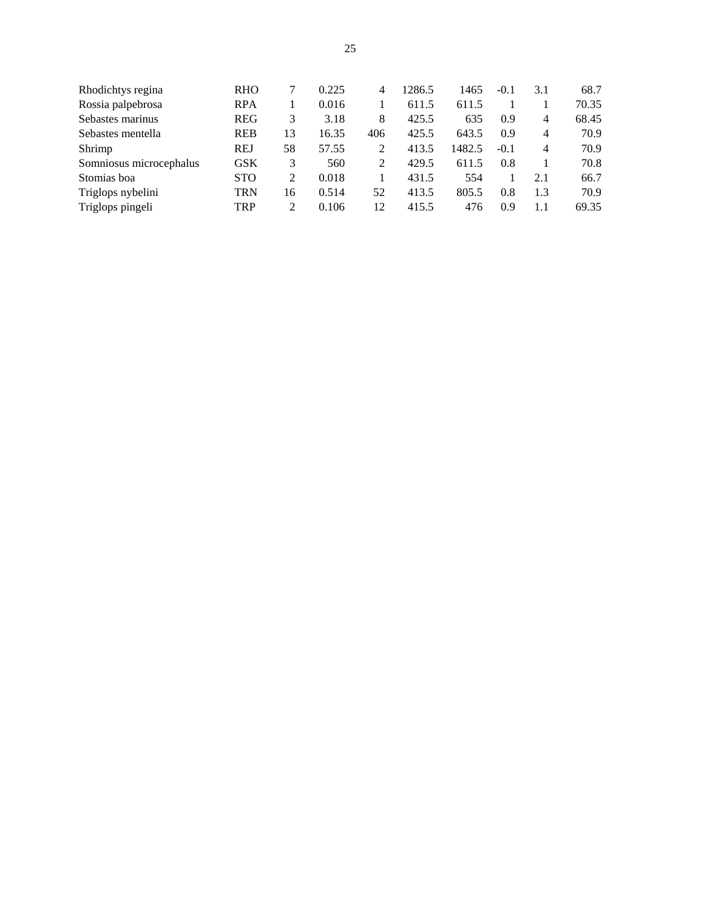| | | | | | | | | | |
|---|---|---|---|---|---|---|---|---|---|
| Rhodichtys regina | RHO | 7 | 0.225 | 4 | 1286.5 | 1465 | -0.1 | 3.1 | 68.7 |
| Rossia palpebrosa | RPA | 1 | 0.016 | 1 | 611.5 | 611.5 | 1 | 1 | 70.35 |
| Sebastes marinus | REG | 3 | 3.18 | 8 | 425.5 | 635 | 0.9 | 4 | 68.45 |
| Sebastes mentella | REB | 13 | 16.35 | 406 | 425.5 | 643.5 | 0.9 | 4 | 70.9 |
| Shrimp | REJ | 58 | 57.55 | 2 | 413.5 | 1482.5 | -0.1 | 4 | 70.9 |
| Somniosus microcephalus | GSK | 3 | 560 | 2 | 429.5 | 611.5 | 0.8 | 1 | 70.8 |
| Stomias boa | STO | 2 | 0.018 | 1 | 431.5 | 554 | 1 | 2.1 | 66.7 |
| Triglops nybelini | TRN | 16 | 0.514 | 52 | 413.5 | 805.5 | 0.8 | 1.3 | 70.9 |
| Triglops pingeli | TRP | 2 | 0.106 | 12 | 415.5 | 476 | 0.9 | 1.1 | 69.35 |